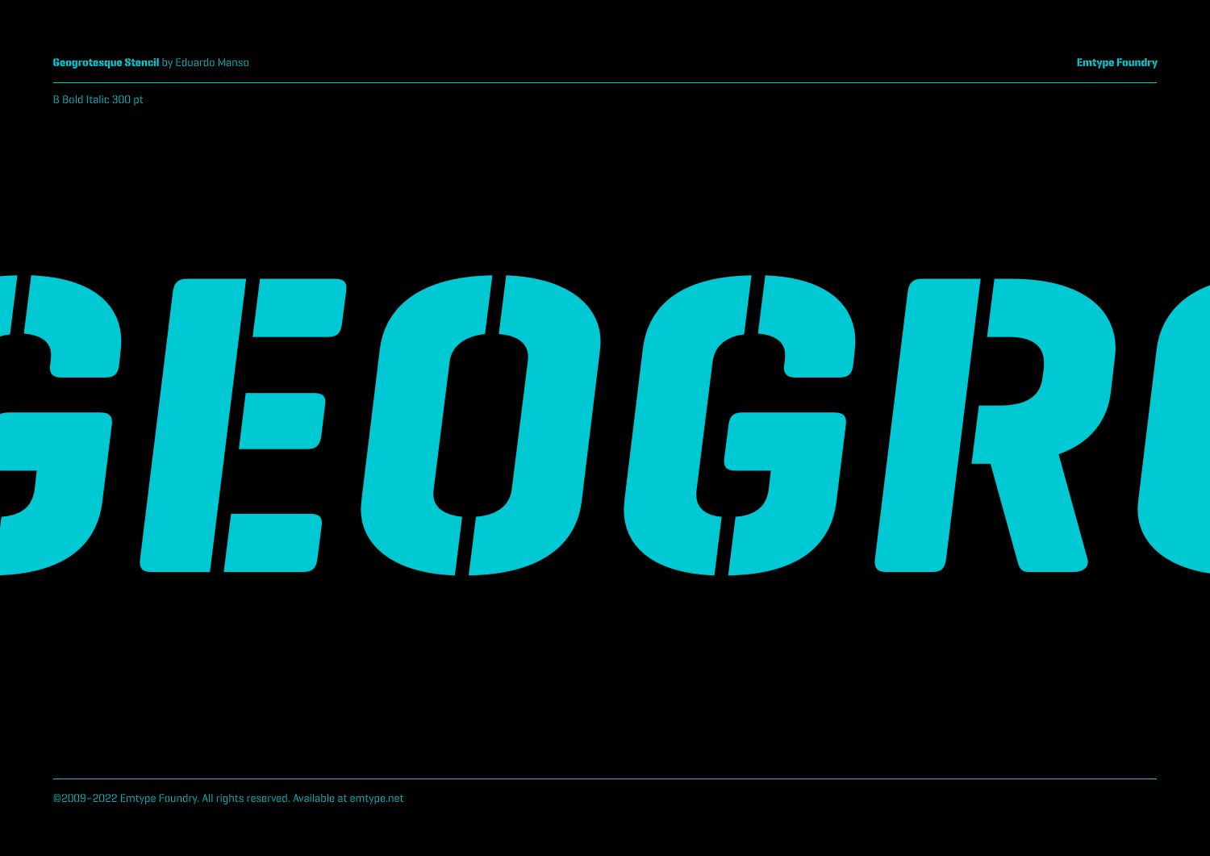**Geogrotesque Stencil** by Eduardo Manso

**Emtype Foundry**

B Bold Italic 300 pt

# GEOGRO

©2009–2022 Emtype Foundry. All rights reserved. Available at emtype.net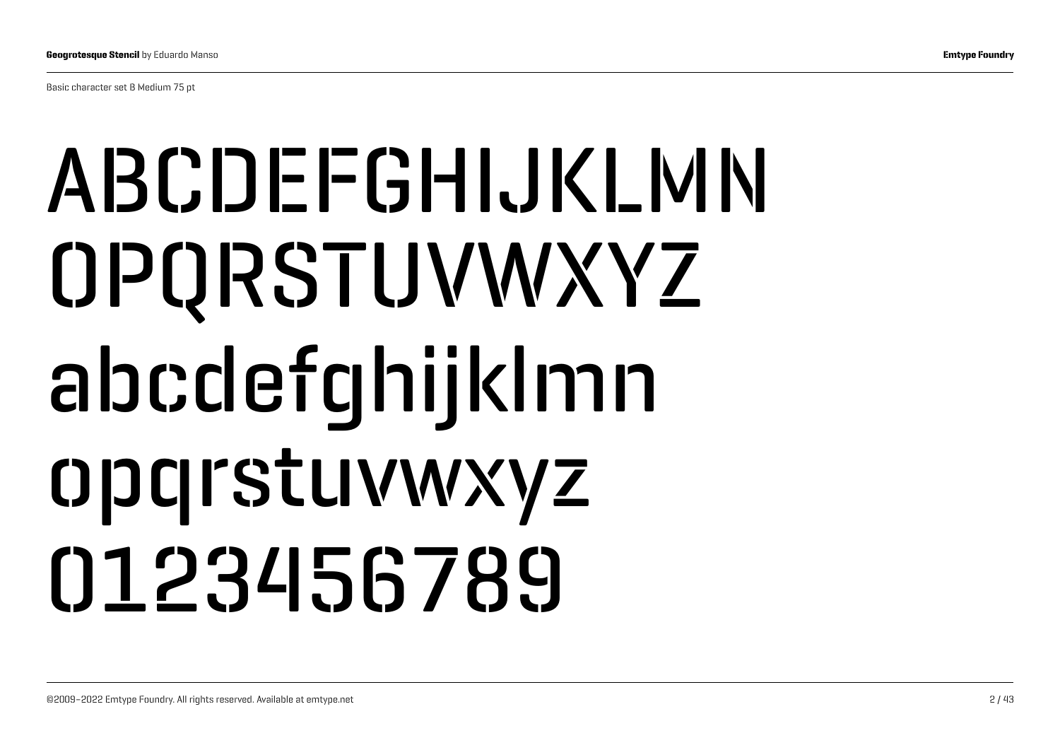Basic character set B Medium 75 pt

ABCDEFGHIJKLMN
OPQRSTUVWXYZ
abcdefghijklmn
opqrstuvwxyz
0123456789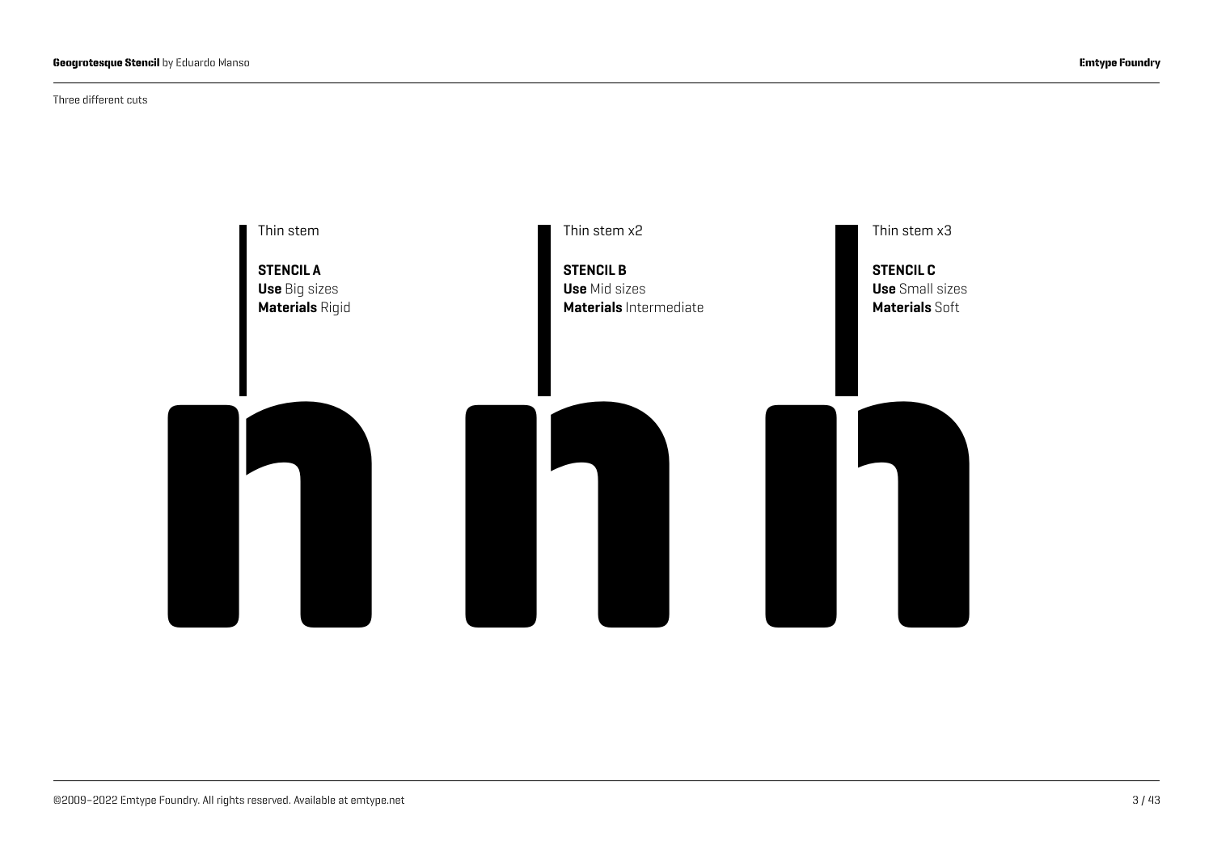Three different cuts

Thin stem

**STENCIL A**
**Use** Big sizes
**Materials** Rigid

Thin stem x2

**STENCIL B**
**Use** Mid sizes
**Materials** Intermediate

Thin stem x3

**STENCIL C**
**Use** Small sizes
**Materials** Soft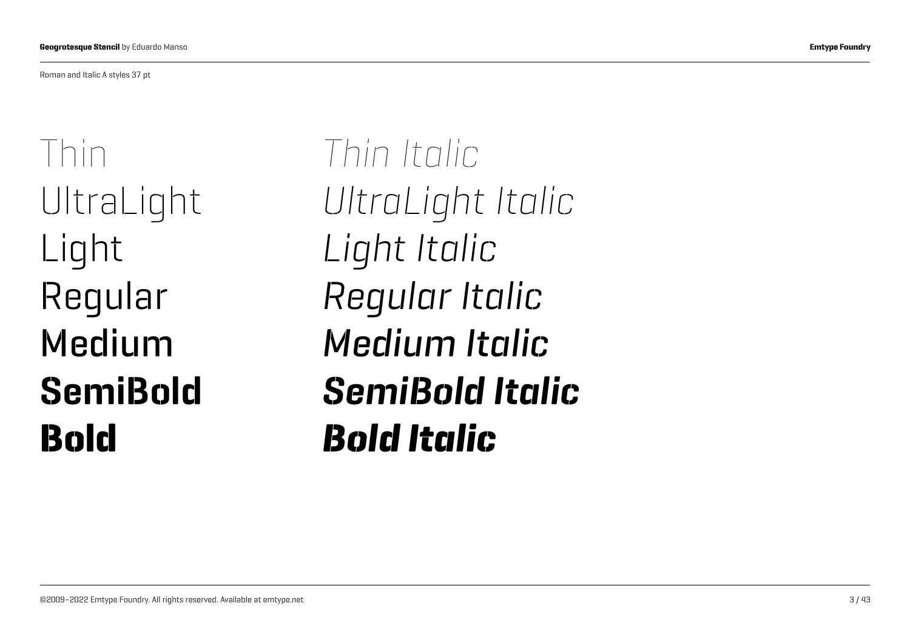Roman and Italic A styles 37 pt

Thin
UltraLight
Light
Regular
Medium
**SemiBold**
**Bold**

*Thin Italic*
*UltraLight Italic*
*Light Italic*
*Regular Italic*
*Medium Italic*
***SemiBold Italic***
***Bold Italic***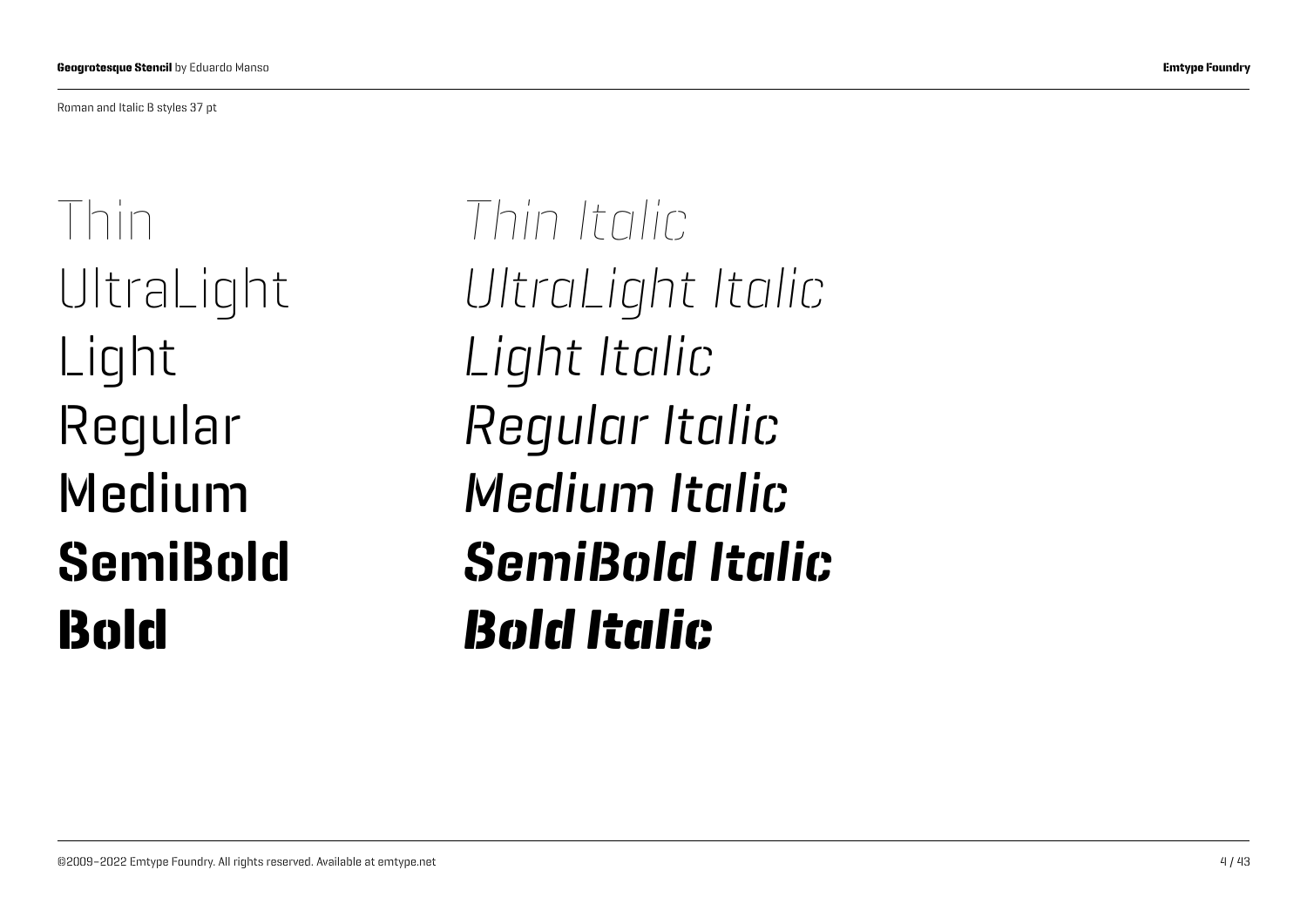Roman and Italic 8 styles 37 pt

Thin
UltraLight
Light
Regular
Medium
**SemiBold**
**Bold**

*Thin Italic*
*UltraLight Italic*
*Light Italic*
*Regular Italic*
*Medium Italic*
***SemiBold Italic***
***Bold Italic***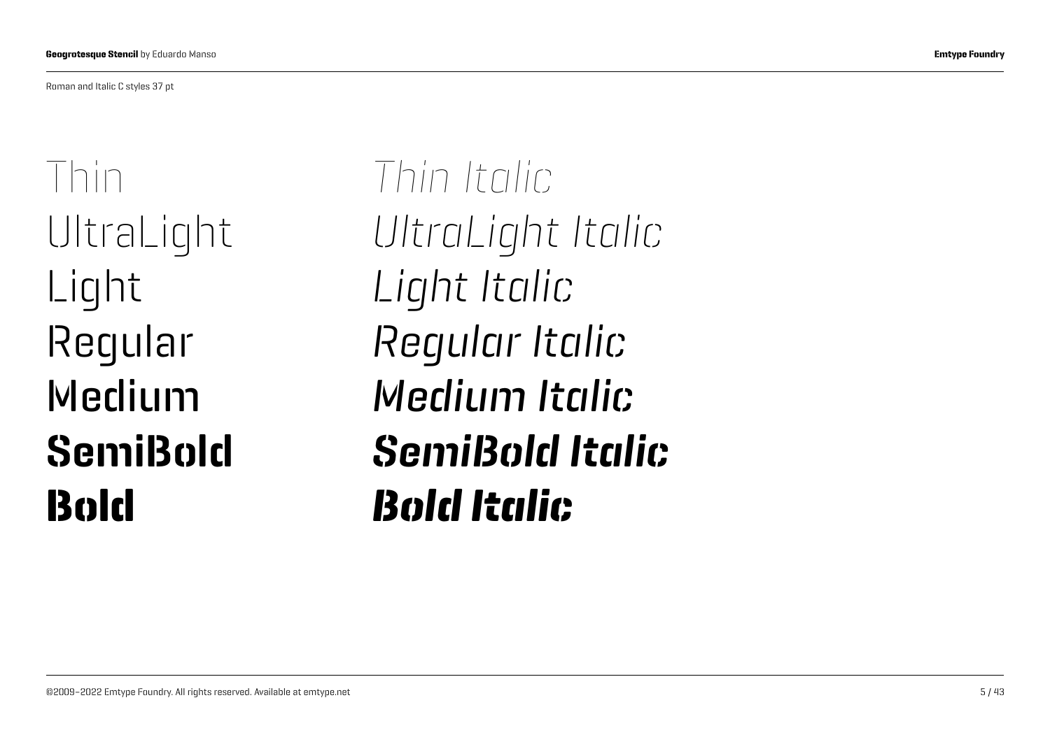Roman and Italic C styles 37 pt

Thin
UltraLight
Light
Regular
Medium
**SemiBold**
**Bold**

*Thin Italic*
*UltraLight Italic*
*Light Italic*
*Regular Italic*
*Medium Italic*
***SemiBold Italic***
***Bold Italic***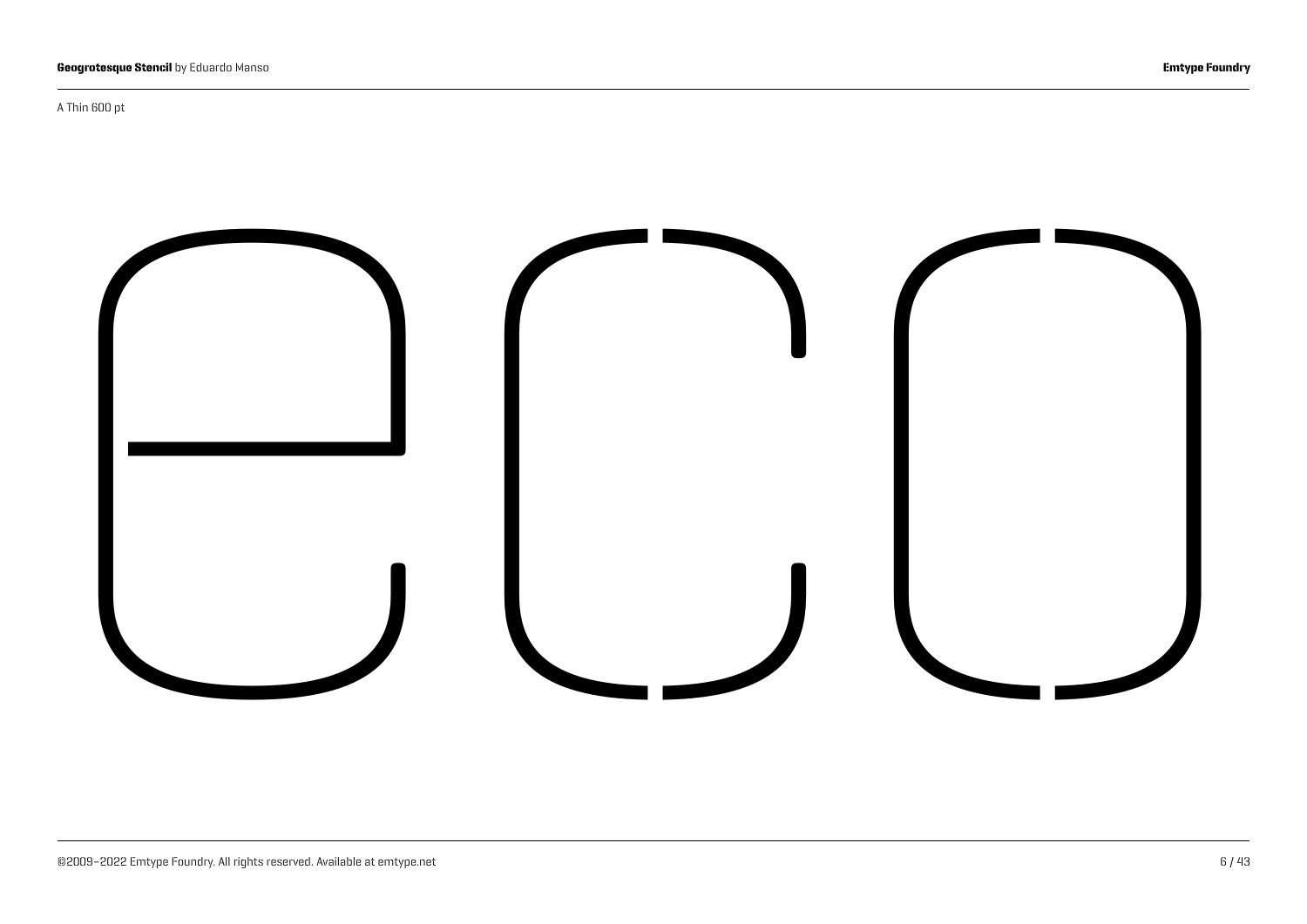A Thin 600 pt

eco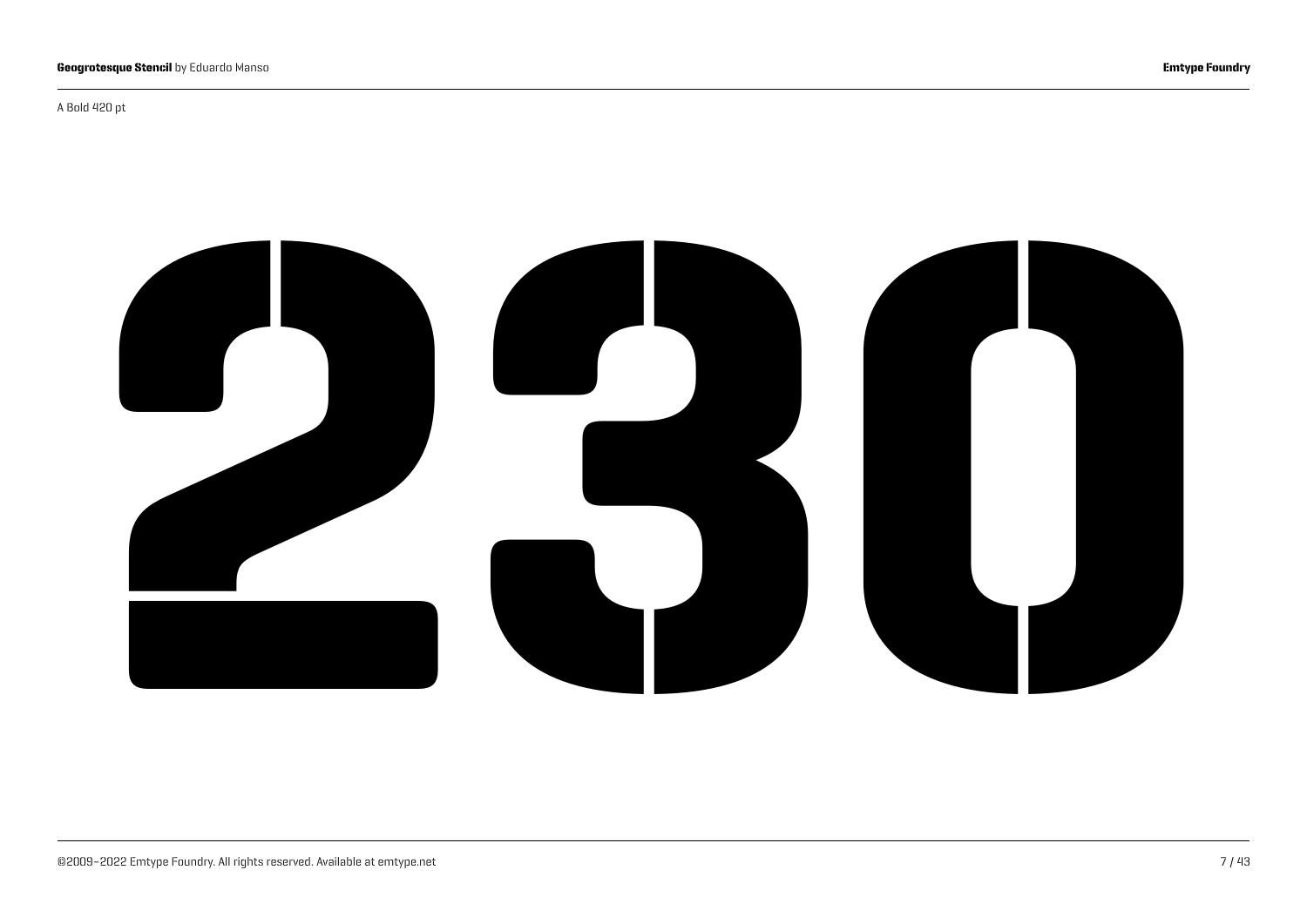A Bold 420 pt

# 230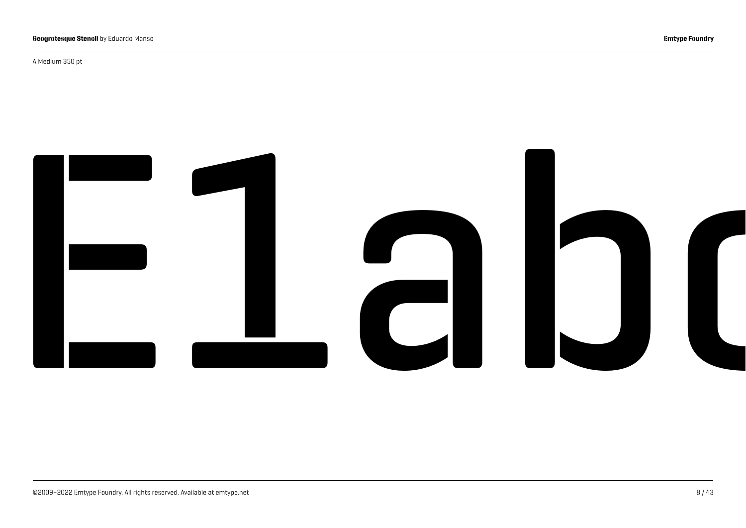A Medium 350 pt

# E1abc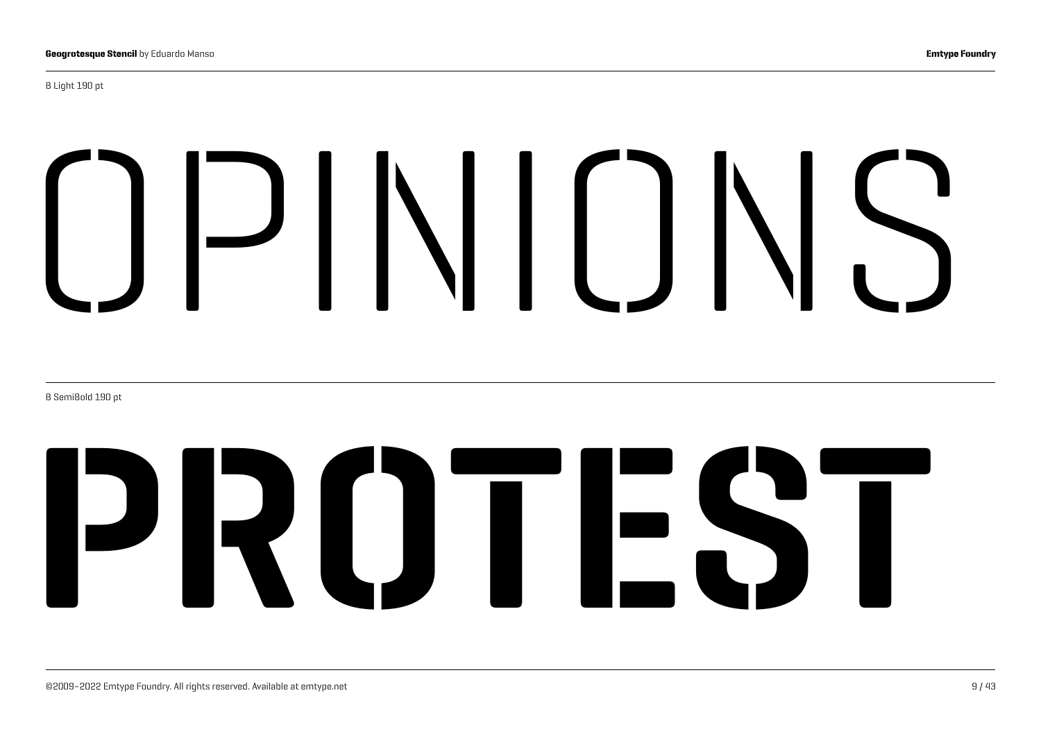B Light 190 pt

OPINIONS

B SemiBold 190 pt

PROTEST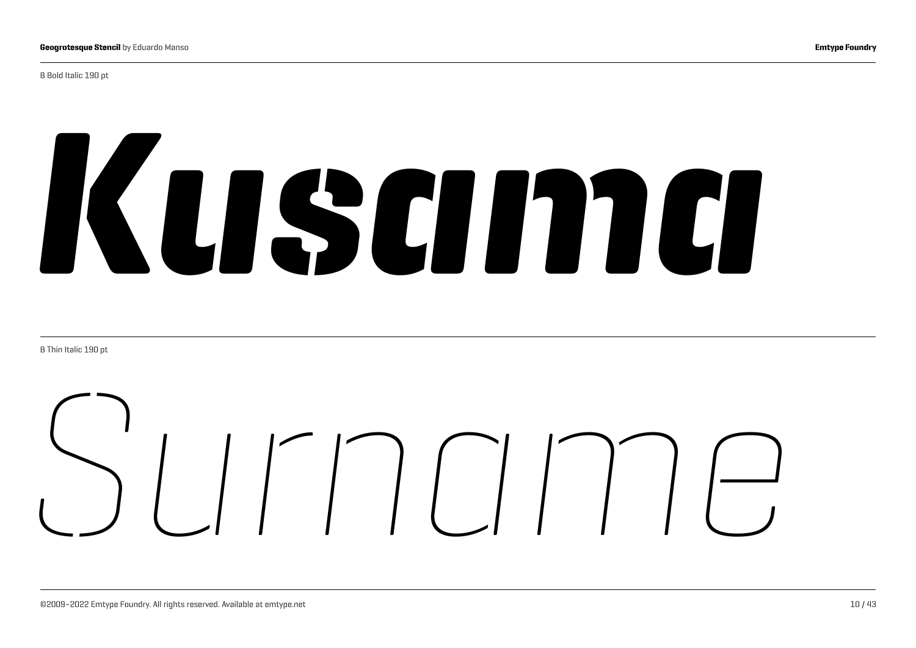B Bold Italic 190 pt

# *Kusama*

B Thin Italic 190 pt

# *Surname*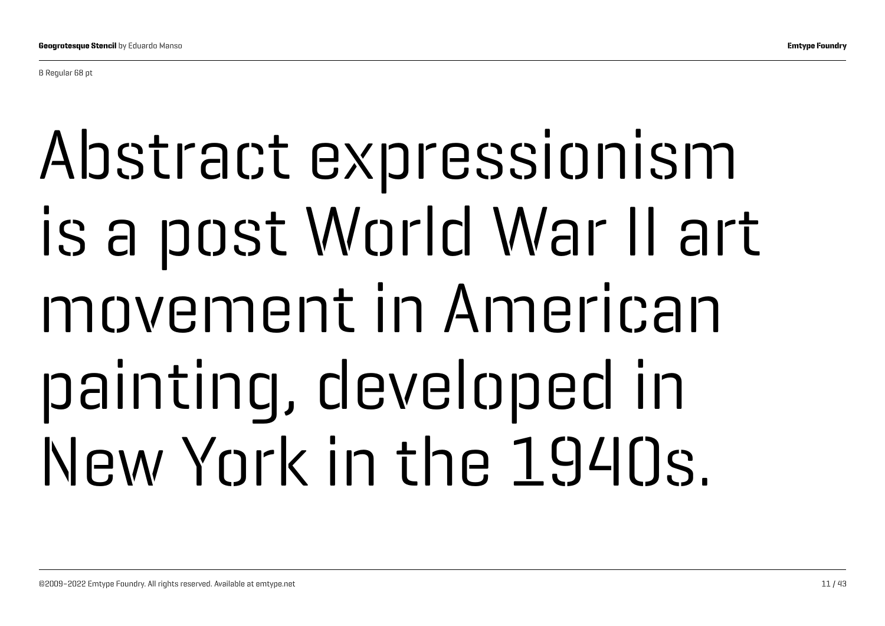B Regular 68 pt

Abstract expressionism is a post World War II art movement in American painting, developed in New York in the 1940s.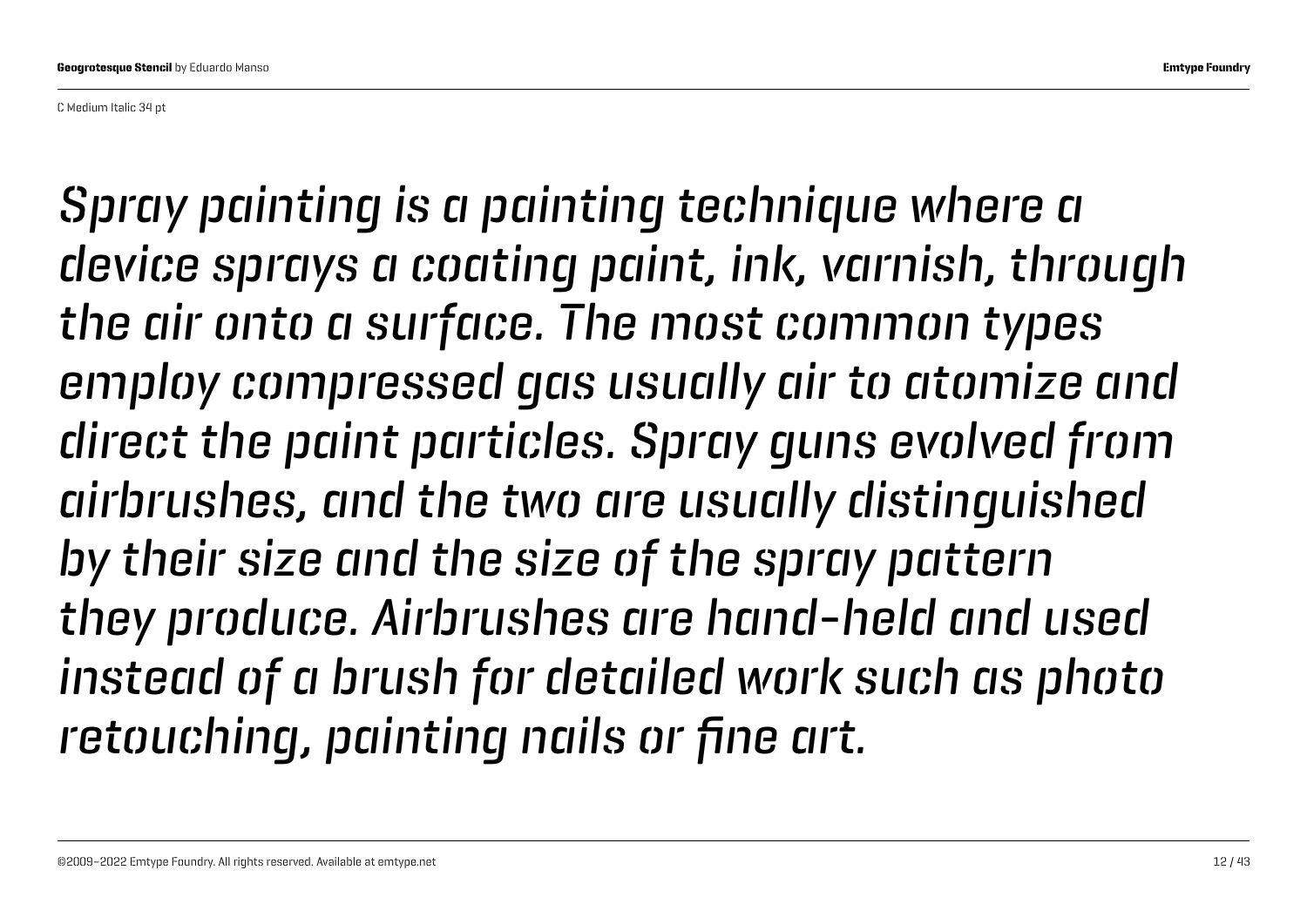C Medium Italic 34 pt

*Spray painting is a painting technique where a device sprays a coating paint, ink, varnish, through the air onto a surface. The most common types employ compressed gas usually air to atomize and direct the paint particles. Spray guns evolved from airbrushes, and the two are usually distinguished by their size and the size of the spray pattern they produce. Airbrushes are hand-held and used instead of a brush for detailed work such as photo retouching, painting nails or fine art.*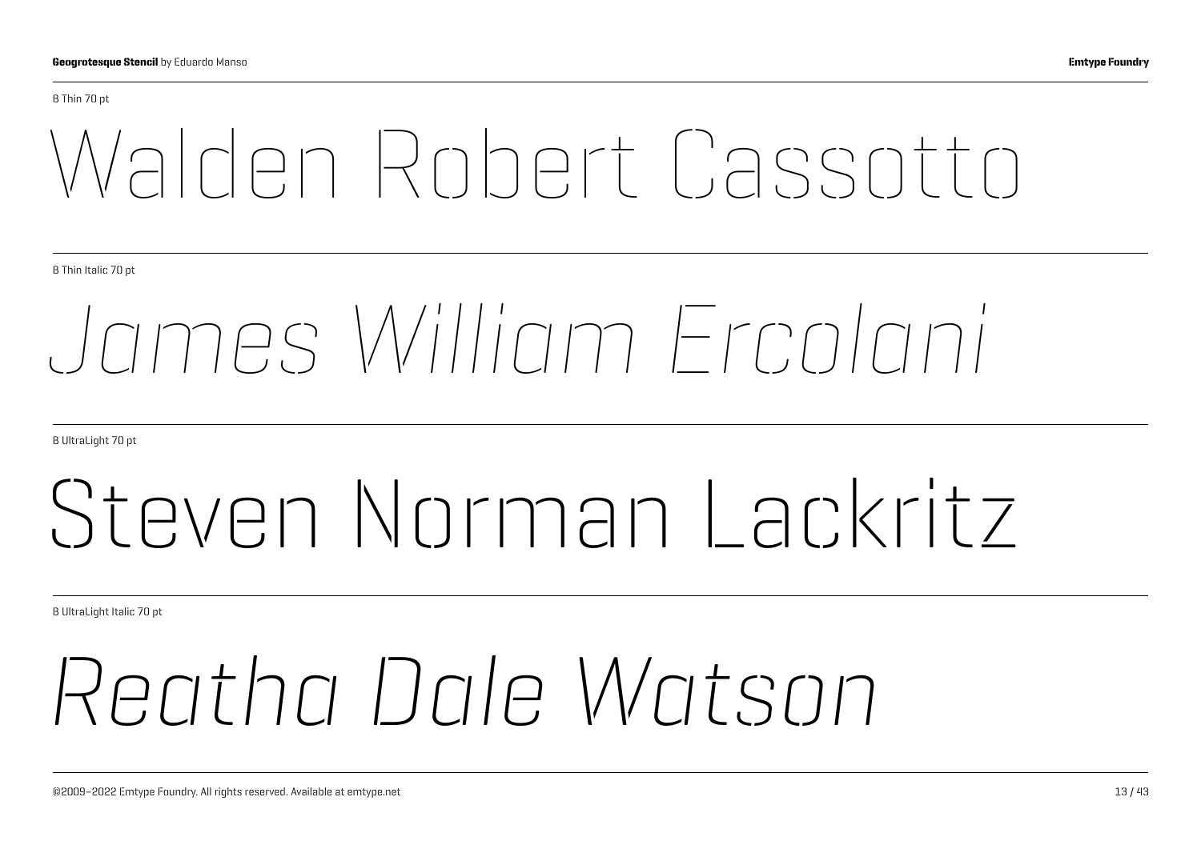B Thin 70 pt

Walden Robert Cassotto

B Thin Italic 70 pt

*James William Ercolani*

B UltraLight 70 pt

Steven Norman Lackritz

B UltraLight Italic 70 pt

*Reatha Dale Watson*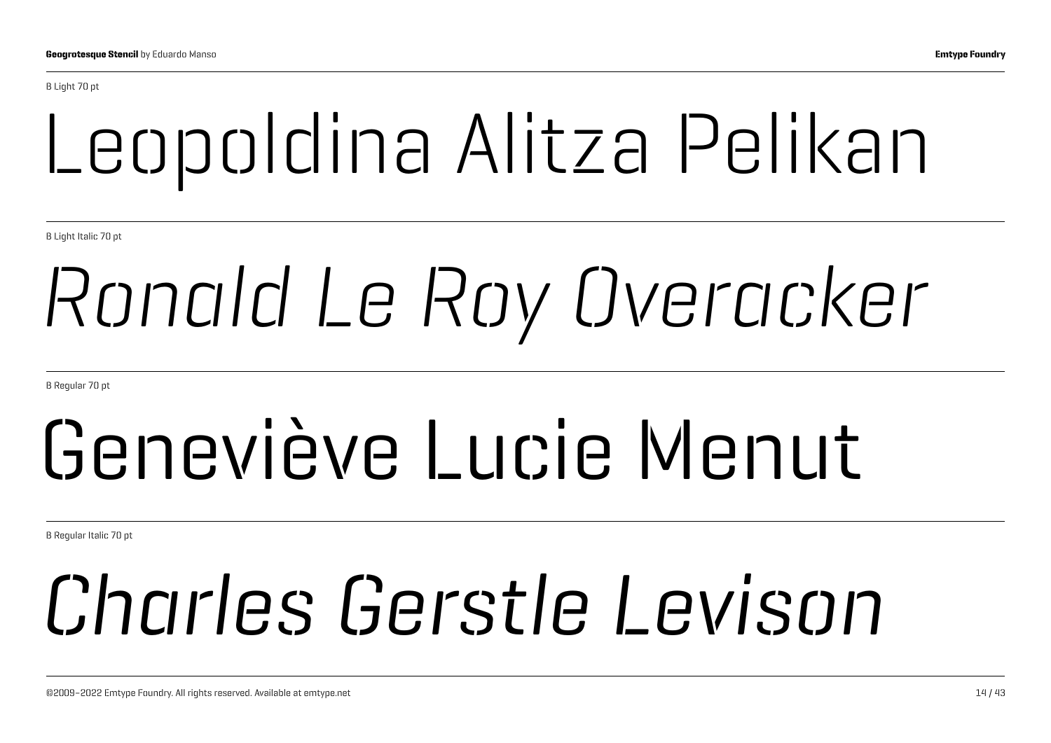B Light 70 pt

Leopoldina Alitza Pelikan

B Light Italic 70 pt

*Ronald Le Roy Overacker*

B Regular 70 pt

Geneviève Lucie Menut

B Regular Italic 70 pt

*Charles Gerstle Levison*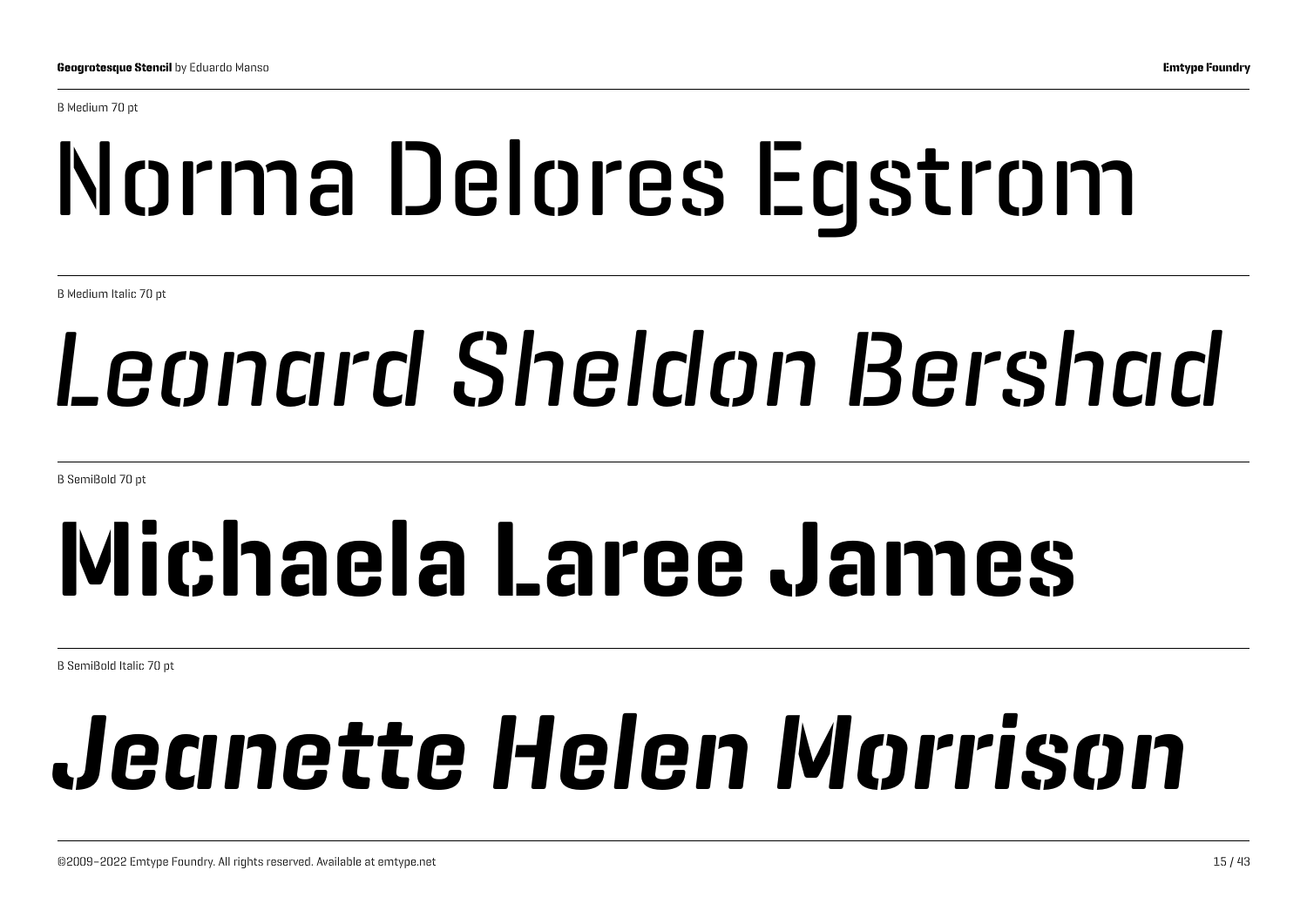B Medium 70 pt

Norma Delores Egstrom

B Medium Italic 70 pt

*Leonard Sheldon Bershad*

B SemiBold 70 pt

**Michaela Laree James**

B SemiBold Italic 70 pt

***Jeanette Helen Morrison***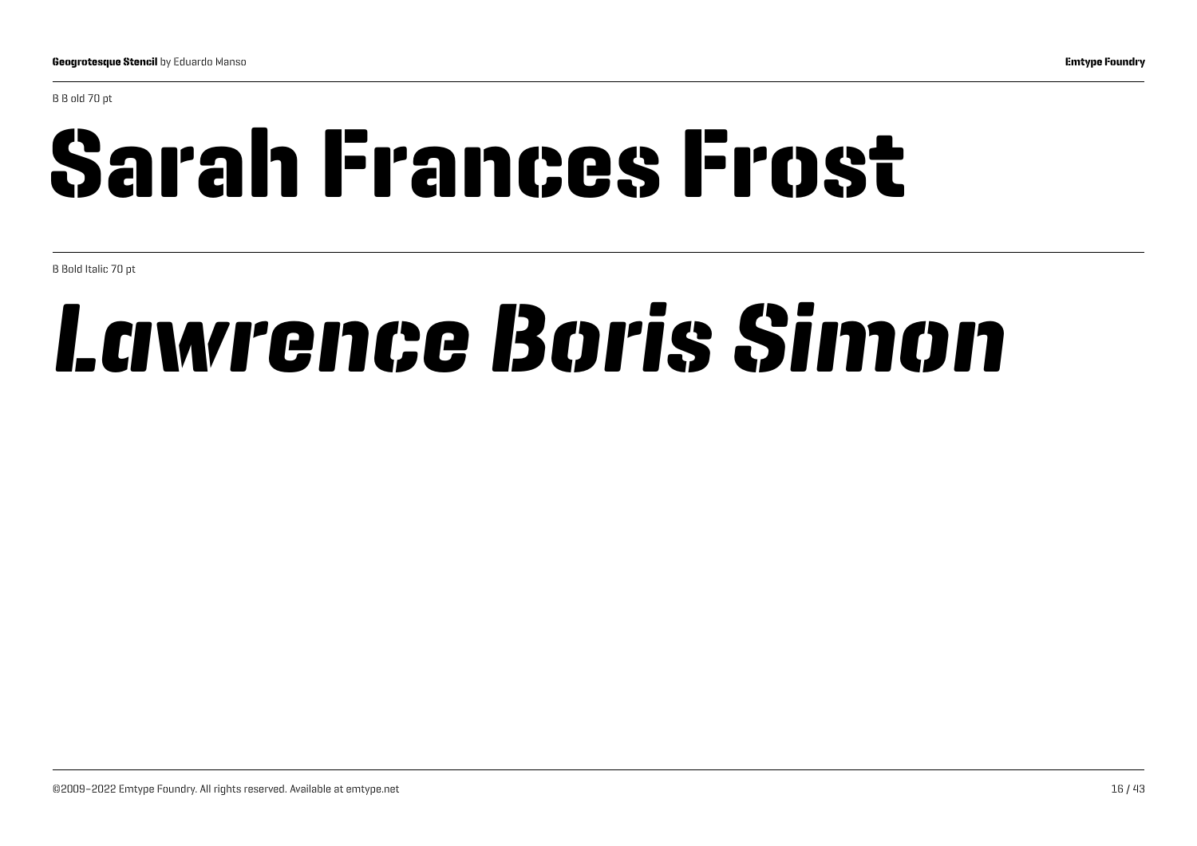B B old 70 pt

# Sarah Frances Frost

B Bold Italic 70 pt

# *Lawrence Boris Simon*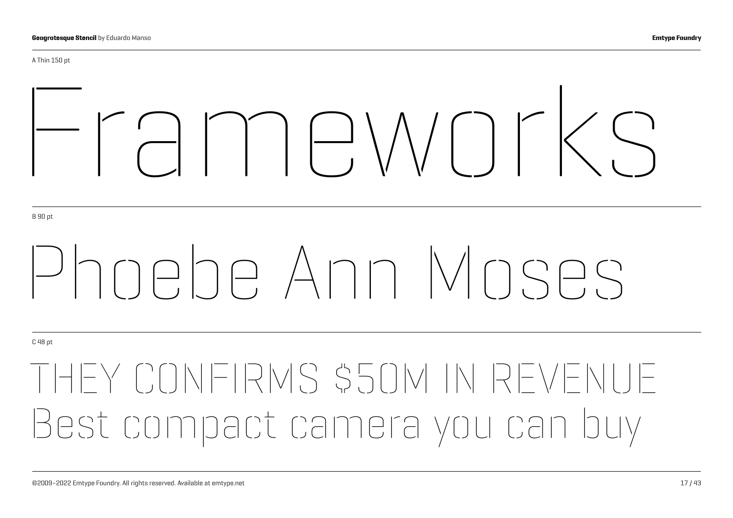A Thin 150 pt

# Frameworks

B 90 pt

## Phoebe Ann Moses

C 48 pt

THEY CONFIRMS $50M IN REVENUE
Best compact camera you can buy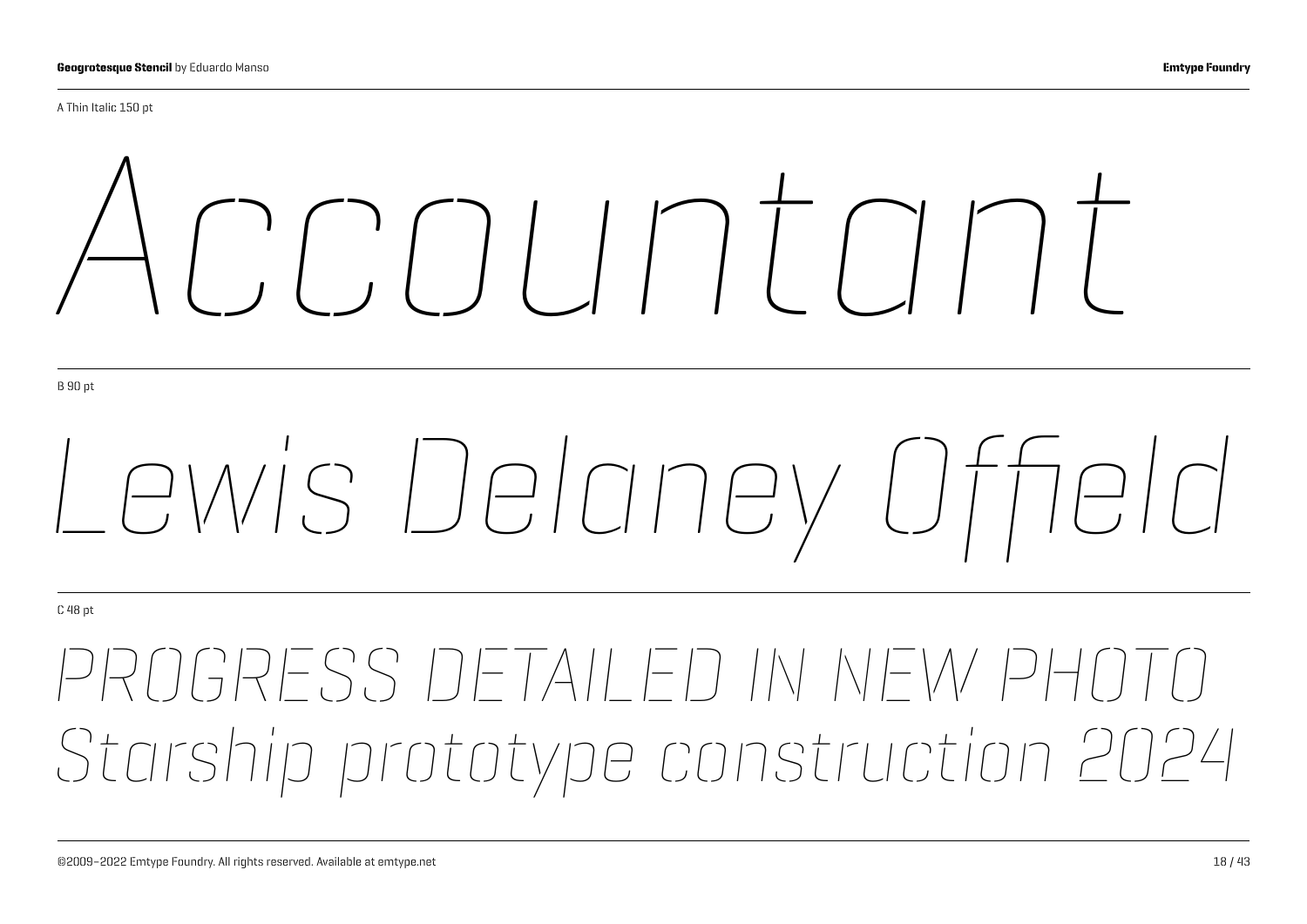A Thin Italic 150 pt

*Accountant*

B 90 pt

*Lewis Delaney Offield*

C 48 pt

*PROGRESS DETAILED IN NEW PHOTO*
*Starship prototype construction 2024*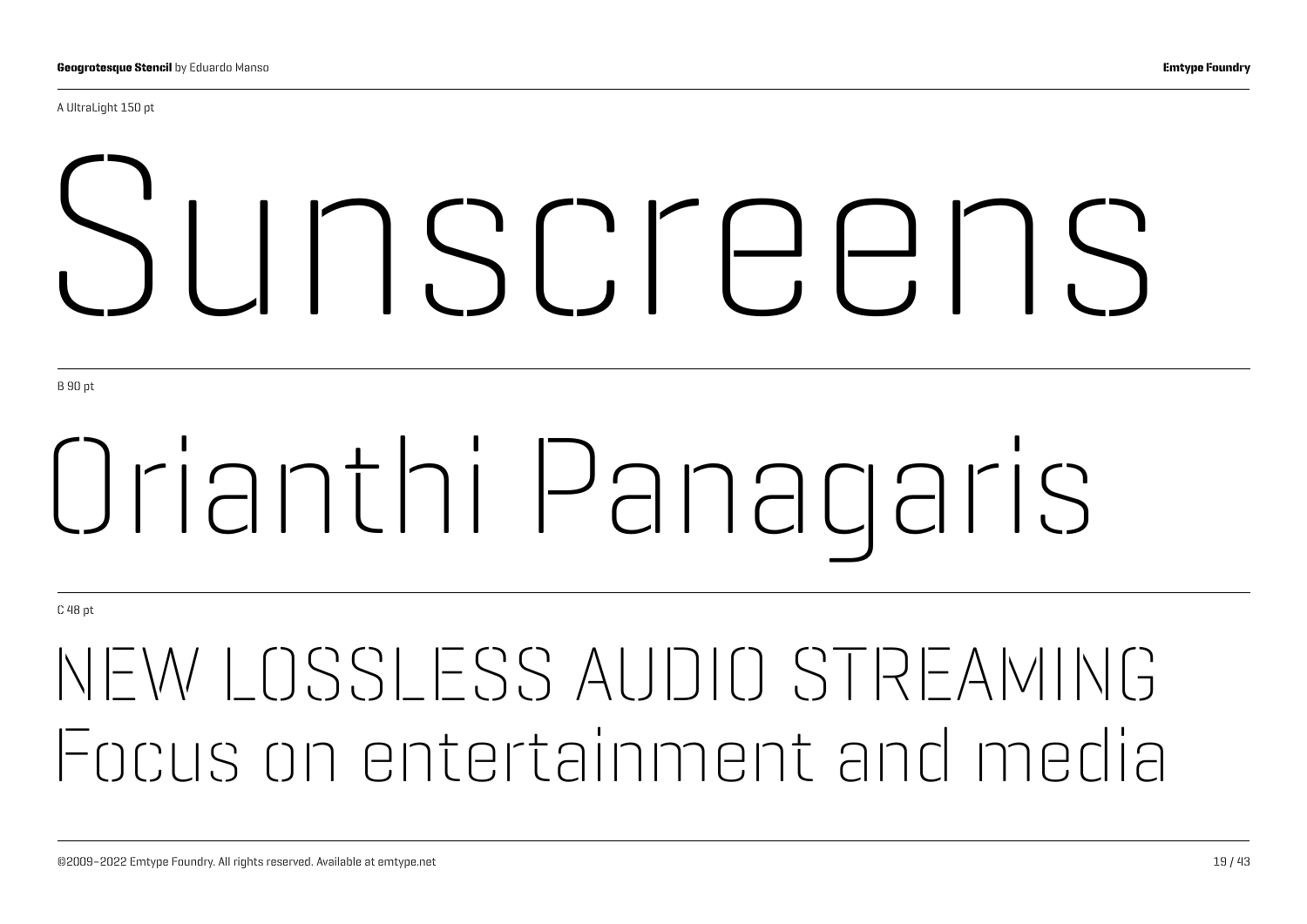A UltraLight 150 pt

Sunscreens

B 90 pt

Orianthi Panagaris

C 48 pt

NEW LOSSLESS AUDIO STREAMING
Focus on entertainment and media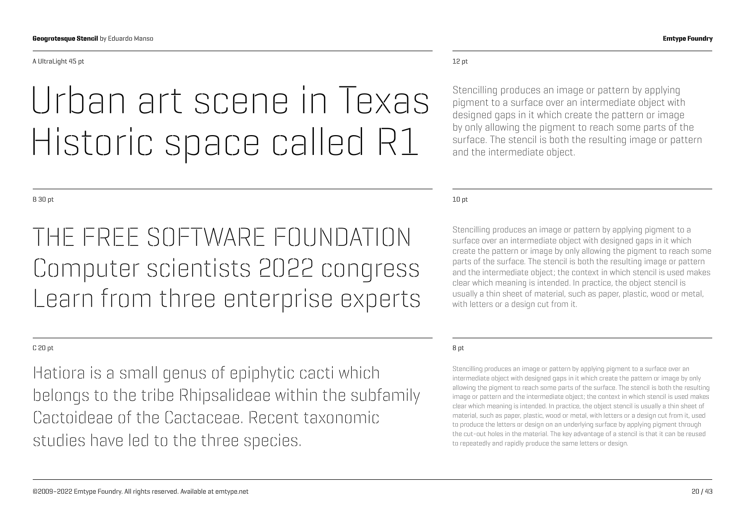A UltraLight 45 pt

# Urban art scene in Texas Historic space called R1

12 pt

Stencilling produces an image or pattern by applying pigment to a surface over an intermediate object with designed gaps in it which create the pattern or image by only allowing the pigment to reach some parts of the surface. The stencil is both the resulting image or pattern and the intermediate object.

B 30 pt

## THE FREE SOFTWARE FOUNDATION Computer scientists 2022 congress Learn from three enterprise experts

10 pt

Stencilling produces an image or pattern by applying pigment to a surface over an intermediate object with designed gaps in it which create the pattern or image by only allowing the pigment to reach some parts of the surface. The stencil is both the resulting image or pattern and the intermediate object; the context in which stencil is used makes clear which meaning is intended. In practice, the object stencil is usually a thin sheet of material, such as paper, plastic, wood or metal, with letters or a design cut from it.

C 20 pt

Hatiora is a small genus of epiphytic cacti which belongs to the tribe Rhipsalideae within the subfamily Cactoideae of the Cactaceae. Recent taxonomic studies have led to the three species.

8 pt

Stencilling produces an image or pattern by applying pigment to a surface over an intermediate object with designed gaps in it which create the pattern or image by only allowing the pigment to reach some parts of the surface. The stencil is both the resulting image or pattern and the intermediate object; the context in which stencil is used makes clear which meaning is intended. In practice, the object stencil is usually a thin sheet of material, such as paper, plastic, wood or metal, with letters or a design cut from it, used to produce the letters or design on an underlying surface by applying pigment through the cut-out holes in the material. The key advantage of a stencil is that it can be reused to repeatedly and rapidly produce the same letters or design.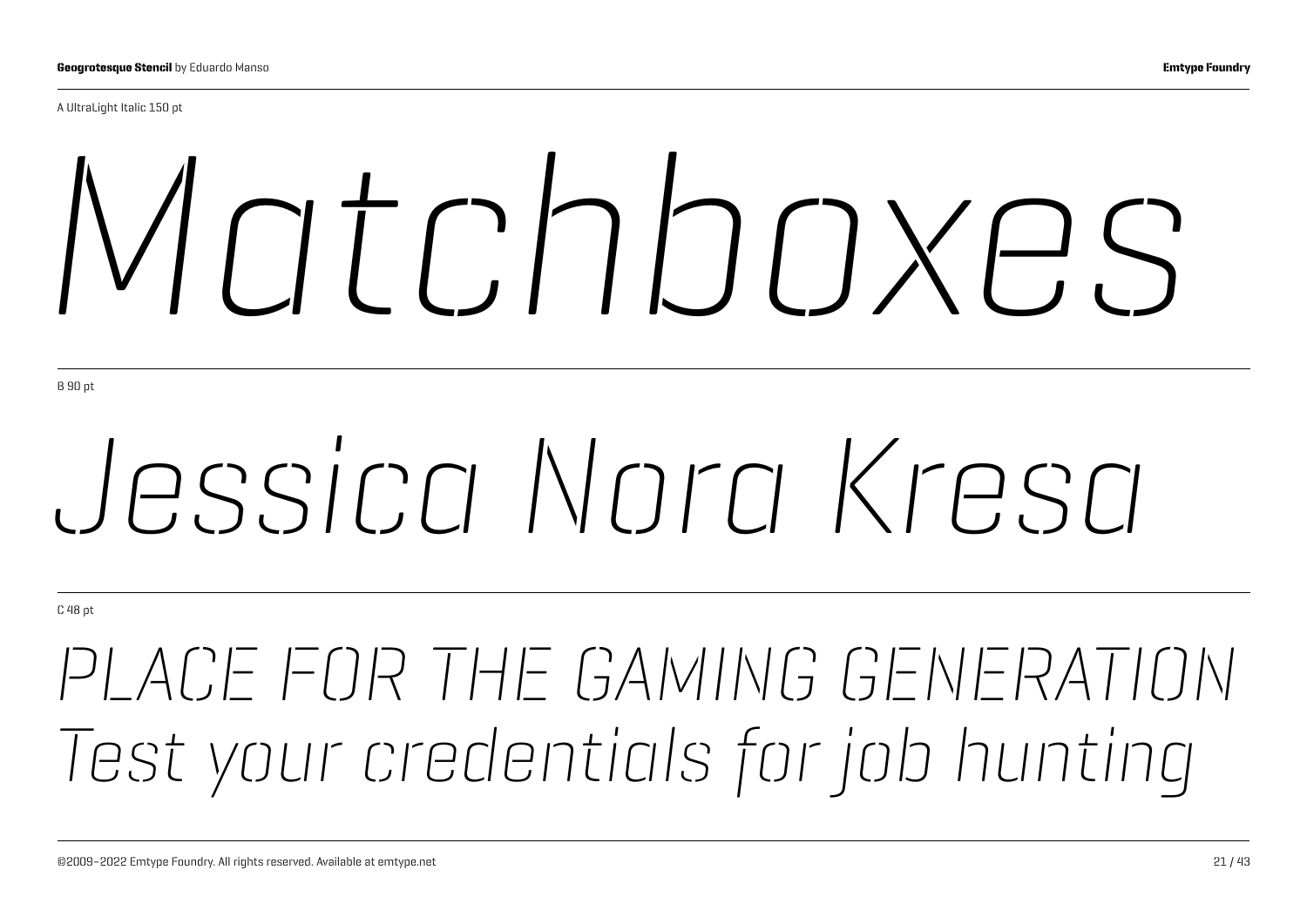A UltraLight Italic 150 pt

*Matchboxes*

B 90 pt

*Jessica Nora Kresa*

C 48 pt

*PLACE FOR THE GAMING GENERATION*
*Test your credentials for job hunting*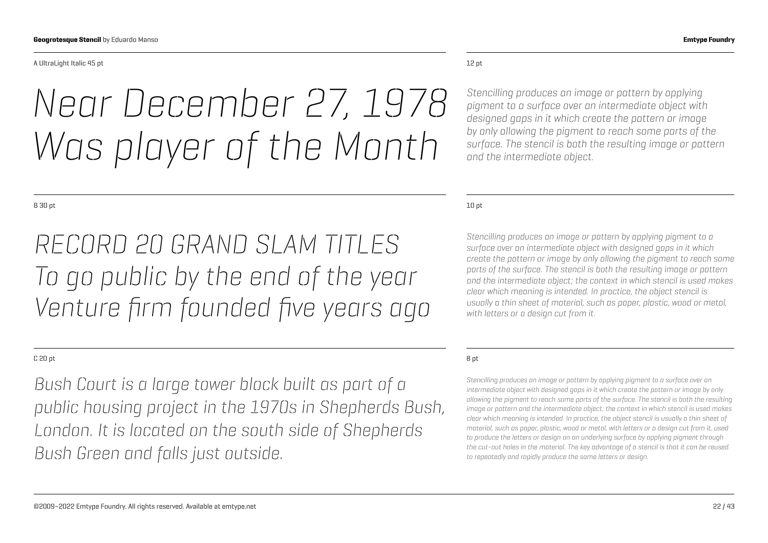A UltraLight Italic 45 pt

*Near December 27, 1978*
*Was player of the Month*

12 pt

*Stencilling produces an image or pattern by applying pigment to a surface over an intermediate object with designed gaps in it which create the pattern or image by only allowing the pigment to reach some parts of the surface. The stencil is both the resulting image or pattern and the intermediate object.*

B 30 pt

*RECORD 20 GRAND SLAM TITLES*
*To go public by the end of the year*
*Venture firm founded five years ago*

10 pt

*Stencilling produces an image or pattern by applying pigment to a surface over an intermediate object with designed gaps in it which create the pattern or image by only allowing the pigment to reach some parts of the surface. The stencil is both the resulting image or pattern and the intermediate object; the context in which stencil is used makes clear which meaning is intended. In practice, the object stencil is usually a thin sheet of material, such as paper, plastic, wood or metal, with letters or a design cut from it.*

C 20 pt

*Bush Court is a large tower block built as part of a public housing project in the 1970s in Shepherds Bush, London. It is located on the south side of Shepherds Bush Green and falls just outside.*

8 pt

*Stencilling produces an image or pattern by applying pigment to a surface over an intermediate object with designed gaps in it which create the pattern or image by only allowing the pigment to reach some parts of the surface. The stencil is both the resulting image or pattern and the intermediate object; the context in which stencil is used makes clear which meaning is intended. In practice, the object stencil is usually a thin sheet of material, such as paper, plastic, wood or metal, with letters or a design cut from it, used to produce the letters or design on an underlying surface by applying pigment through the cut-out holes in the material. The key advantage of a stencil is that it can be reused to repeatedly and rapidly produce the same letters or design.*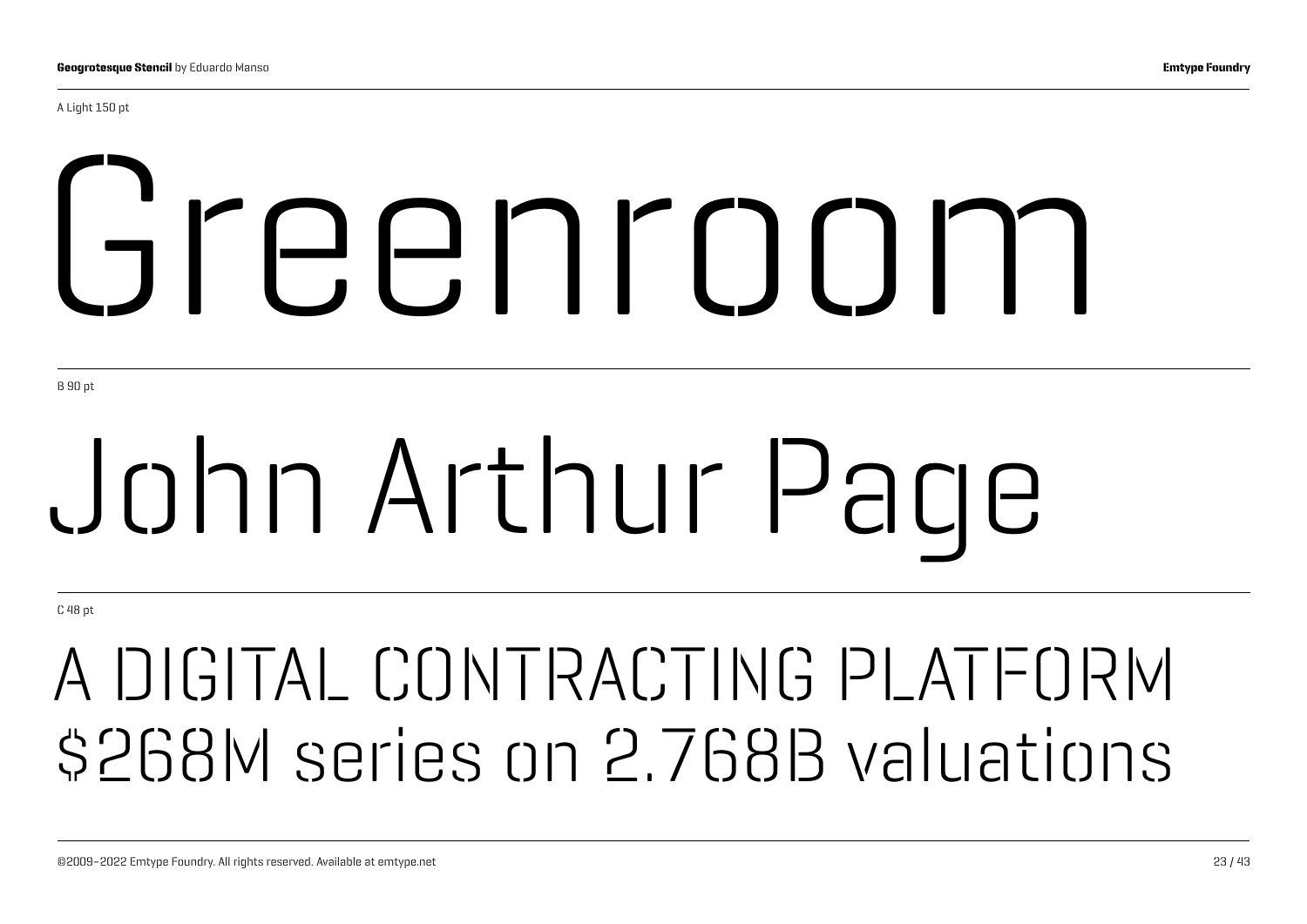A Light 150 pt

Greenroom

B 90 pt

John Arthur Page

C 48 pt

A DIGITAL CONTRACTING PLATFORM
$268M series on 2.768B valuations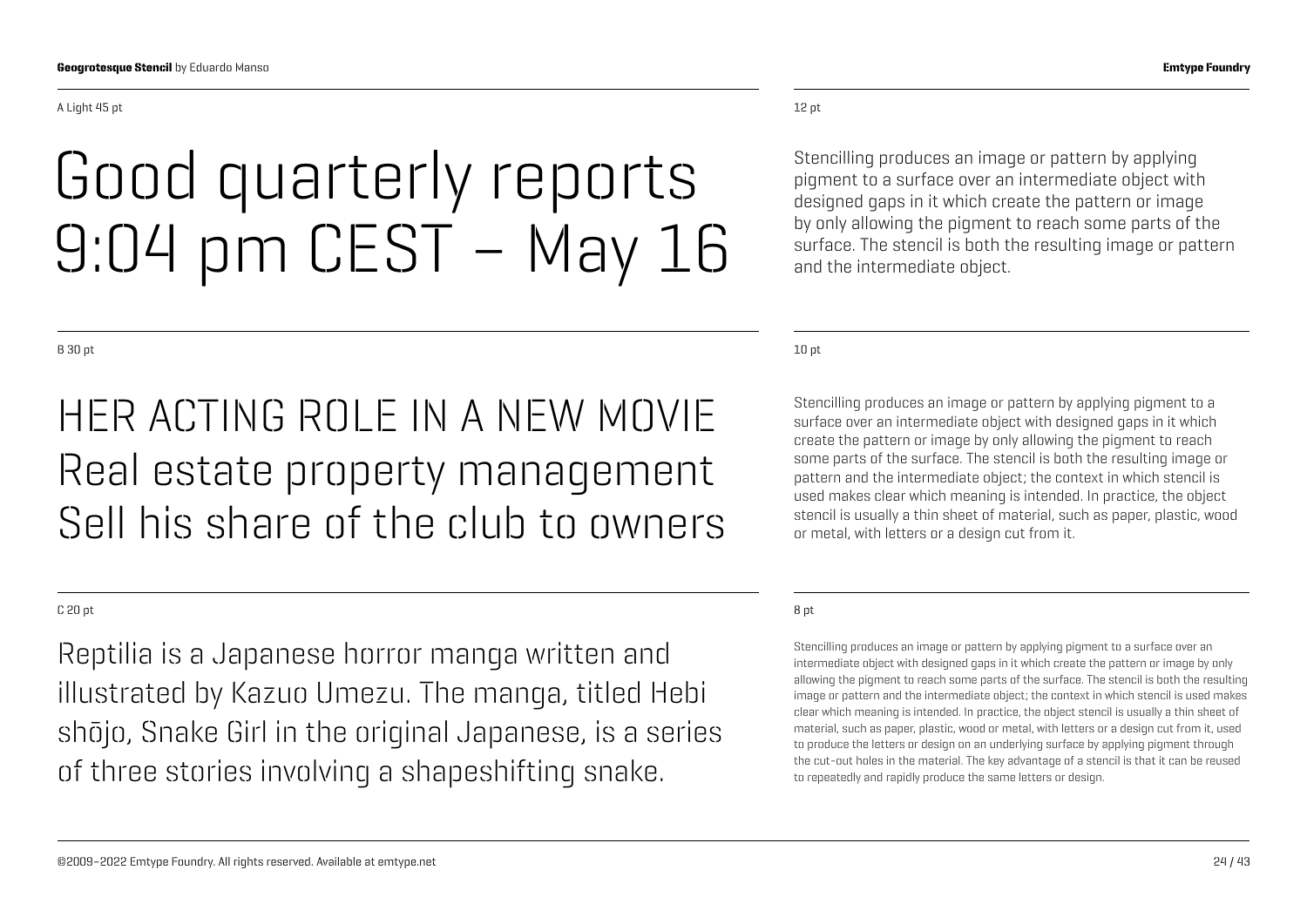A Light 45 pt

Good quarterly reports
9:04 pm CEST – May 16

12 pt

Stencilling produces an image or pattern by applying pigment to a surface over an intermediate object with designed gaps in it which create the pattern or image by only allowing the pigment to reach some parts of the surface. The stencil is both the resulting image or pattern and the intermediate object.

B 30 pt

HER ACTING ROLE IN A NEW MOVIE
Real estate property management
Sell his share of the club to owners

10 pt

Stencilling produces an image or pattern by applying pigment to a surface over an intermediate object with designed gaps in it which create the pattern or image by only allowing the pigment to reach some parts of the surface. The stencil is both the resulting image or pattern and the intermediate object; the context in which stencil is used makes clear which meaning is intended. In practice, the object stencil is usually a thin sheet of material, such as paper, plastic, wood or metal, with letters or a design cut from it.

C 20 pt

Reptilia is a Japanese horror manga written and illustrated by Kazuo Umezu. The manga, titled Hebi shōjo, Snake Girl in the original Japanese, is a series of three stories involving a shapeshifting snake.

8 pt

Stencilling produces an image or pattern by applying pigment to a surface over an intermediate object with designed gaps in it which create the pattern or image by only allowing the pigment to reach some parts of the surface. The stencil is both the resulting image or pattern and the intermediate object; the context in which stencil is used makes clear which meaning is intended. In practice, the object stencil is usually a thin sheet of material, such as paper, plastic, wood or metal, with letters or a design cut from it, used to produce the letters or design on an underlying surface by applying pigment through the cut-out holes in the material. The key advantage of a stencil is that it can be reused to repeatedly and rapidly produce the same letters or design.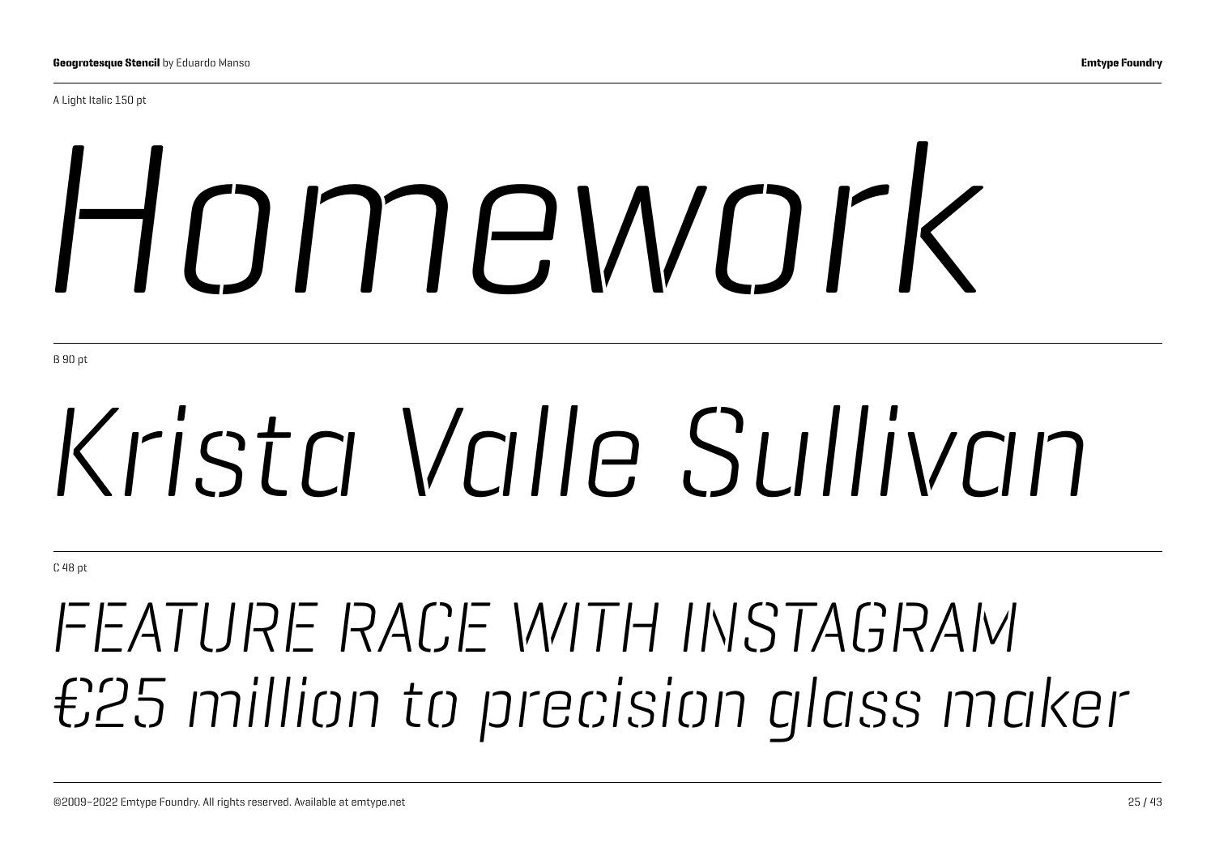A Light Italic 150 pt

*Homework*

B 90 pt

*Krista Valle Sullivan*

C 48 pt

*FEATURE RACE WITH INSTAGRAM*
*€25 million to precision glass maker*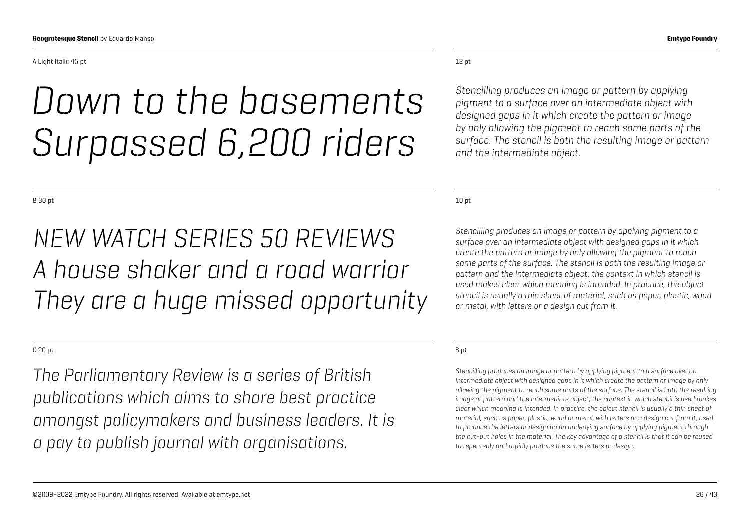A Light Italic 45 pt

*Down to the basements Surpassed 6,200 riders*

B 30 pt

*NEW WATCH SERIES 50 REVIEWS A house shaker and a road warrior They are a huge missed opportunity*

C 20 pt

*The Parliamentary Review is a series of British publications which aims to share best practice amongst policymakers and business leaders. It is a pay to publish journal with organisations.*

12 pt

*Stencilling produces an image or pattern by applying pigment to a surface over an intermediate object with designed gaps in it which create the pattern or image by only allowing the pigment to reach some parts of the surface. The stencil is both the resulting image or pattern and the intermediate object.*

10 pt

*Stencilling produces an image or pattern by applying pigment to a surface over an intermediate object with designed gaps in it which create the pattern or image by only allowing the pigment to reach some parts of the surface. The stencil is both the resulting image or pattern and the intermediate object; the context in which stencil is used makes clear which meaning is intended. In practice, the object stencil is usually a thin sheet of material, such as paper, plastic, wood or metal, with letters or a design cut from it.*

8 pt

*Stencilling produces an image or pattern by applying pigment to a surface over an intermediate object with designed gaps in it which create the pattern or image by only allowing the pigment to reach some parts of the surface. The stencil is both the resulting image or pattern and the intermediate object; the context in which stencil is used makes clear which meaning is intended. In practice, the object stencil is usually a thin sheet of material, such as paper, plastic, wood or metal, with letters or a design cut from it, used to produce the letters or design on an underlying surface by applying pigment through the cut-out holes in the material. The key advantage of a stencil is that it can be reused to repeatedly and rapidly produce the same letters or design.*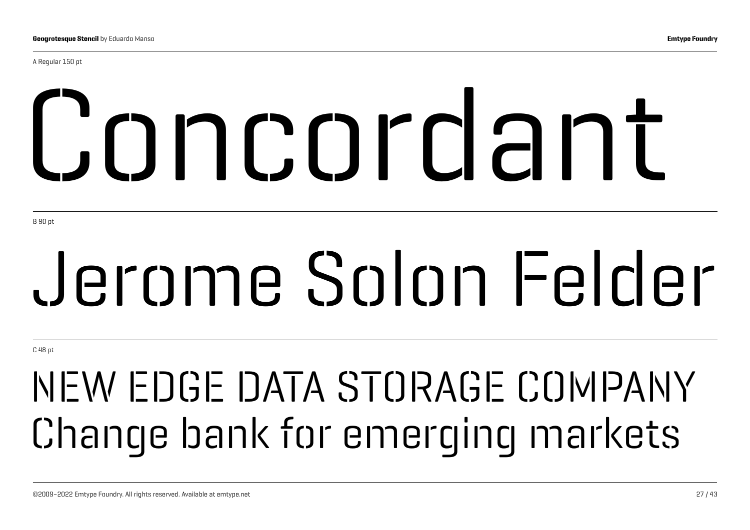A Regular 150 pt

Concordant

B 90 pt

Jerome Solon Felder

C 48 pt

NEW EDGE DATA STORAGE COMPANY
Change bank for emerging markets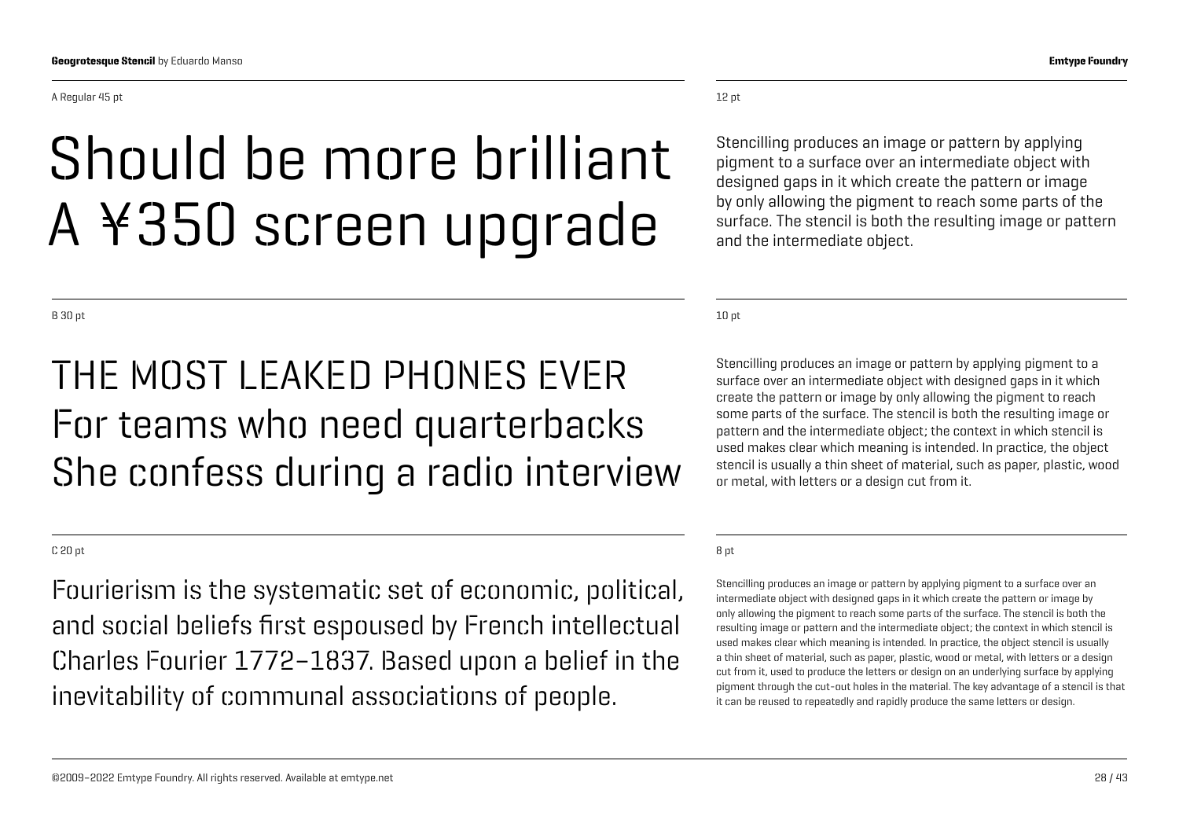A Regular 45 pt

Should be more brilliant
A ¥350 screen upgrade

12 pt

Stencilling produces an image or pattern by applying pigment to a surface over an intermediate object with designed gaps in it which create the pattern or image by only allowing the pigment to reach some parts of the surface. The stencil is both the resulting image or pattern and the intermediate object.

B 30 pt

THE MOST LEAKED PHONES EVER
For teams who need quarterbacks
She confess during a radio interview

10 pt

Stencilling produces an image or pattern by applying pigment to a surface over an intermediate object with designed gaps in it which create the pattern or image by only allowing the pigment to reach some parts of the surface. The stencil is both the resulting image or pattern and the intermediate object; the context in which stencil is used makes clear which meaning is intended. In practice, the object stencil is usually a thin sheet of material, such as paper, plastic, wood or metal, with letters or a design cut from it.

C 20 pt

Fourierism is the systematic set of economic, political, and social beliefs first espoused by French intellectual Charles Fourier 1772–1837. Based upon a belief in the inevitability of communal associations of people.

8 pt

Stencilling produces an image or pattern by applying pigment to a surface over an intermediate object with designed gaps in it which create the pattern or image by only allowing the pigment to reach some parts of the surface. The stencil is both the resulting image or pattern and the intermediate object; the context in which stencil is used makes clear which meaning is intended. In practice, the object stencil is usually a thin sheet of material, such as paper, plastic, wood or metal, with letters or a design cut from it, used to produce the letters or design on an underlying surface by applying pigment through the cut-out holes in the material. The key advantage of a stencil is that it can be reused to repeatedly and rapidly produce the same letters or design.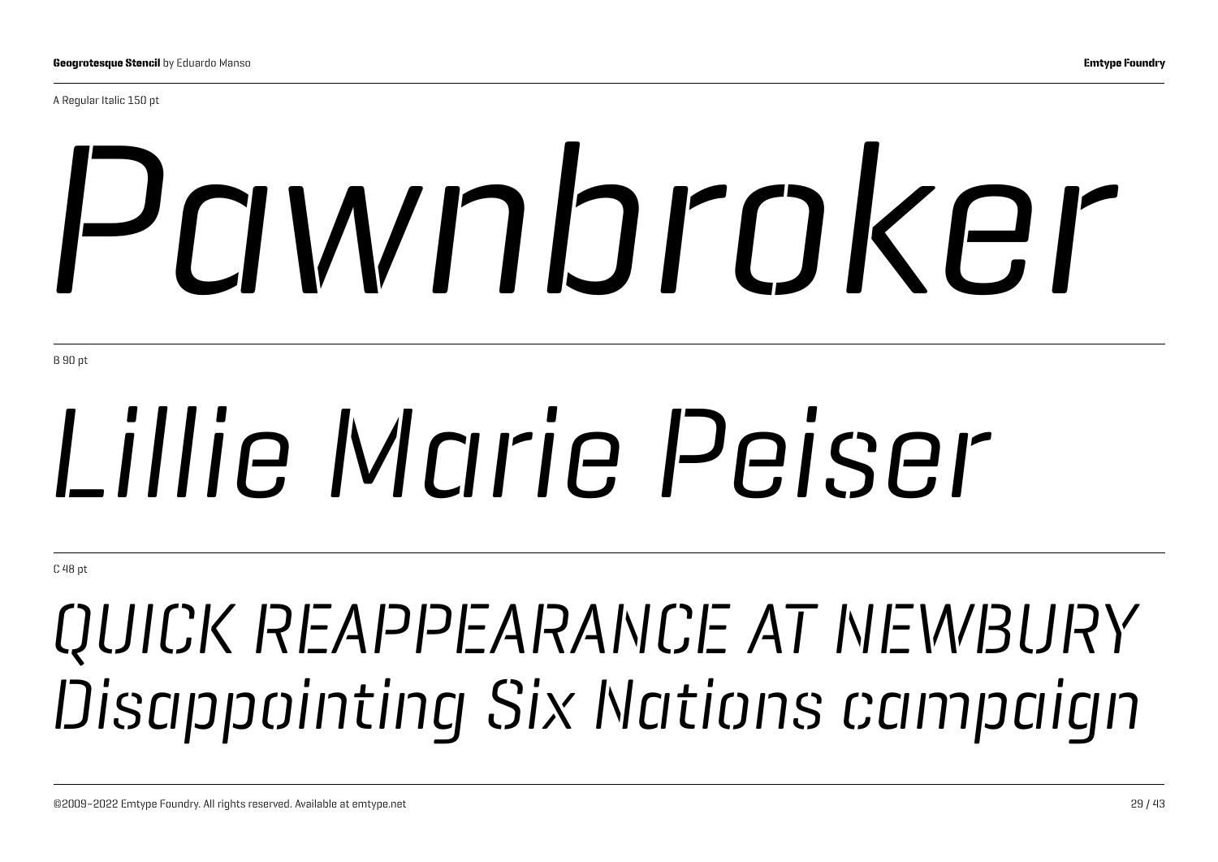A Regular Italic 150 pt

*Pawnbroker*

B 90 pt

*Lillie Marie Peiser*

C 48 pt

*QUICK REAPPEARANCE AT NEWBURY*
*Disappointing Six Nations campaign*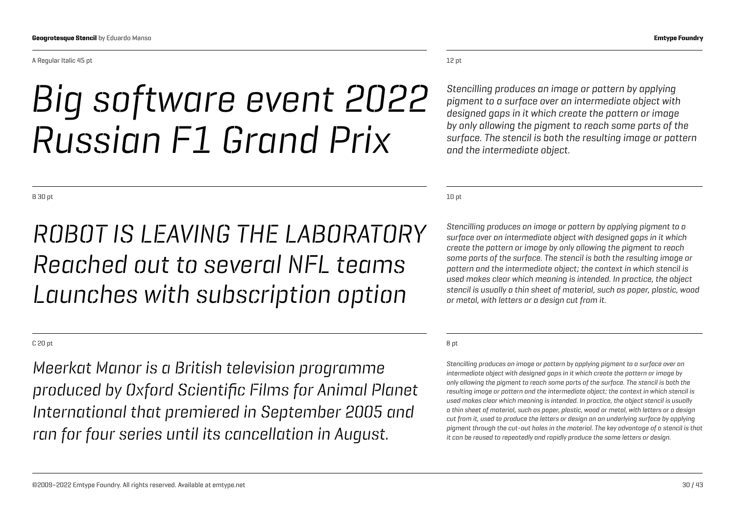A Regular Italic 45 pt

*Big software event 2022 Russian F1 Grand Prix*

12 pt

*Stencilling produces an image or pattern by applying pigment to a surface over an intermediate object with designed gaps in it which create the pattern or image by only allowing the pigment to reach some parts of the surface. The stencil is both the resulting image or pattern and the intermediate object.*

B 30 pt

*ROBOT IS LEAVING THE LABORATORY Reached out to several NFL teams Launches with subscription option*

10 pt

*Stencilling produces an image or pattern by applying pigment to a surface over an intermediate object with designed gaps in it which create the pattern or image by only allowing the pigment to reach some parts of the surface. The stencil is both the resulting image or pattern and the intermediate object; the context in which stencil is used makes clear which meaning is intended. In practice, the object stencil is usually a thin sheet of material, such as paper, plastic, wood or metal, with letters or a design cut from it.*

C 20 pt

*Meerkat Manor is a British television programme produced by Oxford Scientific Films for Animal Planet International that premiered in September 2005 and ran for four series until its cancellation in August.*

8 pt

*Stencilling produces an image or pattern by applying pigment to a surface over an intermediate object with designed gaps in it which create the pattern or image by only allowing the pigment to reach some parts of the surface. The stencil is both the resulting image or pattern and the intermediate object; the context in which stencil is used makes clear which meaning is intended. In practice, the object stencil is usually a thin sheet of material, such as paper, plastic, wood or metal, with letters or a design cut from it, used to produce the letters or design on an underlying surface by applying pigment through the cut-out holes in the material. The key advantage of a stencil is that it can be reused to repeatedly and rapidly produce the same letters or design.*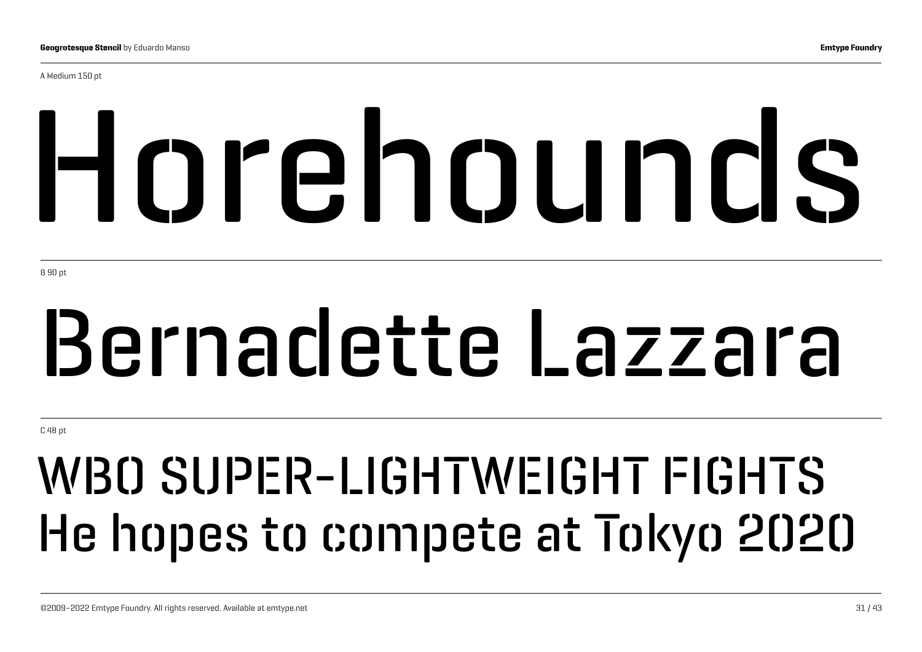A Medium 150 pt

# Horehounds

B 90 pt

# Bernadette Lazzara

C 48 pt

## WBO SUPER-LIGHTWEIGHT FIGHTS
## He hopes to compete at Tokyo 2020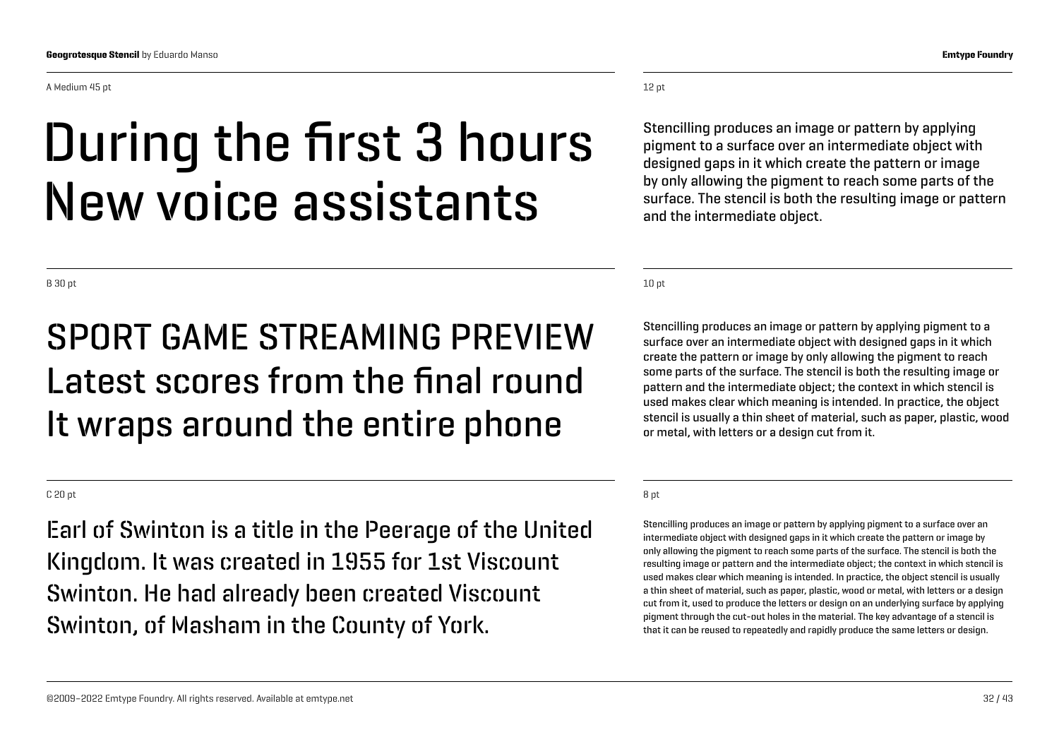A Medium 45 pt

# During the first 3 hours New voice assistants

12 pt

Stencilling produces an image or pattern by applying pigment to a surface over an intermediate object with designed gaps in it which create the pattern or image by only allowing the pigment to reach some parts of the surface. The stencil is both the resulting image or pattern and the intermediate object.

B 30 pt

## SPORT GAME STREAMING PREVIEW Latest scores from the final round It wraps around the entire phone

10 pt

Stencilling produces an image or pattern by applying pigment to a surface over an intermediate object with designed gaps in it which create the pattern or image by only allowing the pigment to reach some parts of the surface. The stencil is both the resulting image or pattern and the intermediate object; the context in which stencil is used makes clear which meaning is intended. In practice, the object stencil is usually a thin sheet of material, such as paper, plastic, wood or metal, with letters or a design cut from it.

C 20 pt

Earl of Swinton is a title in the Peerage of the United Kingdom. It was created in 1955 for 1st Viscount Swinton. He had already been created Viscount Swinton, of Masham in the County of York.

8 pt

Stencilling produces an image or pattern by applying pigment to a surface over an intermediate object with designed gaps in it which create the pattern or image by only allowing the pigment to reach some parts of the surface. The stencil is both the resulting image or pattern and the intermediate object; the context in which stencil is used makes clear which meaning is intended. In practice, the object stencil is usually a thin sheet of material, such as paper, plastic, wood or metal, with letters or a design cut from it, used to produce the letters or design on an underlying surface by applying pigment through the cut-out holes in the material. The key advantage of a stencil is that it can be reused to repeatedly and rapidly produce the same letters or design.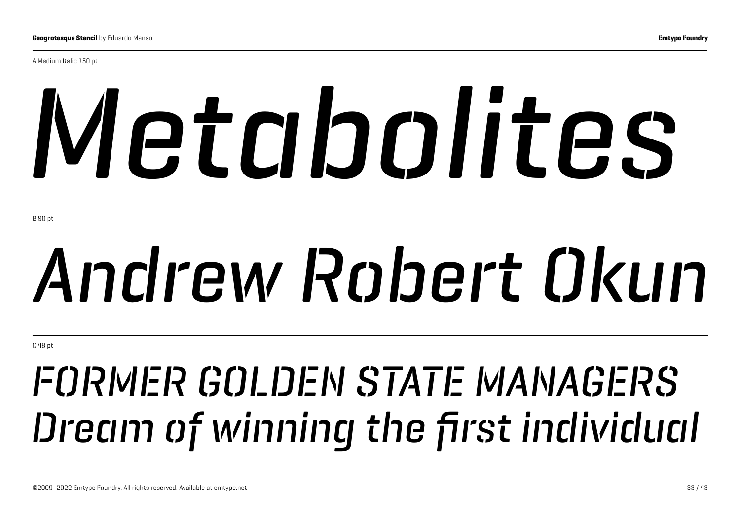A Medium Italic 150 pt

*Metabolites*

B 90 pt

*Andrew Robert Okun*

C 48 pt

*FORMER GOLDEN STATE MANAGERS Dream of winning the first individual*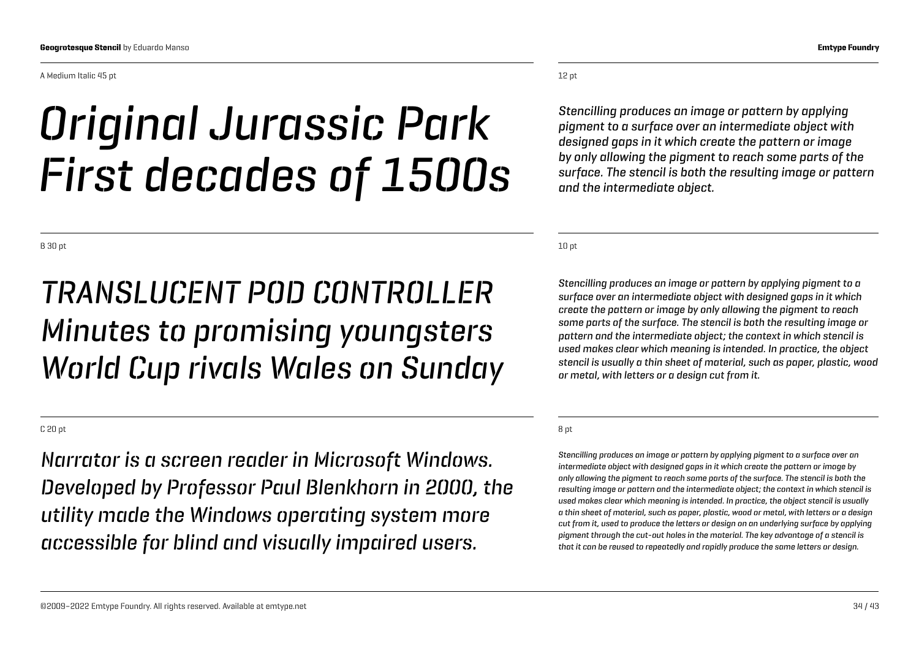A Medium Italic 45 pt

*Original Jurassic Park*
*First decades of 1500s*

12 pt

*Stencilling produces an image or pattern by applying pigment to a surface over an intermediate object with designed gaps in it which create the pattern or image by only allowing the pigment to reach some parts of the surface. The stencil is both the resulting image or pattern and the intermediate object.*

B 30 pt

*TRANSLUCENT POD CONTROLLER*
*Minutes to promising youngsters*
*World Cup rivals Wales on Sunday*

10 pt

*Stencilling produces an image or pattern by applying pigment to a surface over an intermediate object with designed gaps in it which create the pattern or image by only allowing the pigment to reach some parts of the surface. The stencil is both the resulting image or pattern and the intermediate object; the context in which stencil is used makes clear which meaning is intended. In practice, the object stencil is usually a thin sheet of material, such as paper, plastic, wood or metal, with letters or a design cut from it.*

C 20 pt

*Narrator is a screen reader in Microsoft Windows. Developed by Professor Paul Blenkhorn in 2000, the utility made the Windows operating system more accessible for blind and visually impaired users.*

8 pt

*Stencilling produces an image or pattern by applying pigment to a surface over an intermediate object with designed gaps in it which create the pattern or image by only allowing the pigment to reach some parts of the surface. The stencil is both the resulting image or pattern and the intermediate object; the context in which stencil is used makes clear which meaning is intended. In practice, the object stencil is usually a thin sheet of material, such as paper, plastic, wood or metal, with letters or a design cut from it, used to produce the letters or design on an underlying surface by applying pigment through the cut-out holes in the material. The key advantage of a stencil is that it can be reused to repeatedly and rapidly produce the same letters or design.*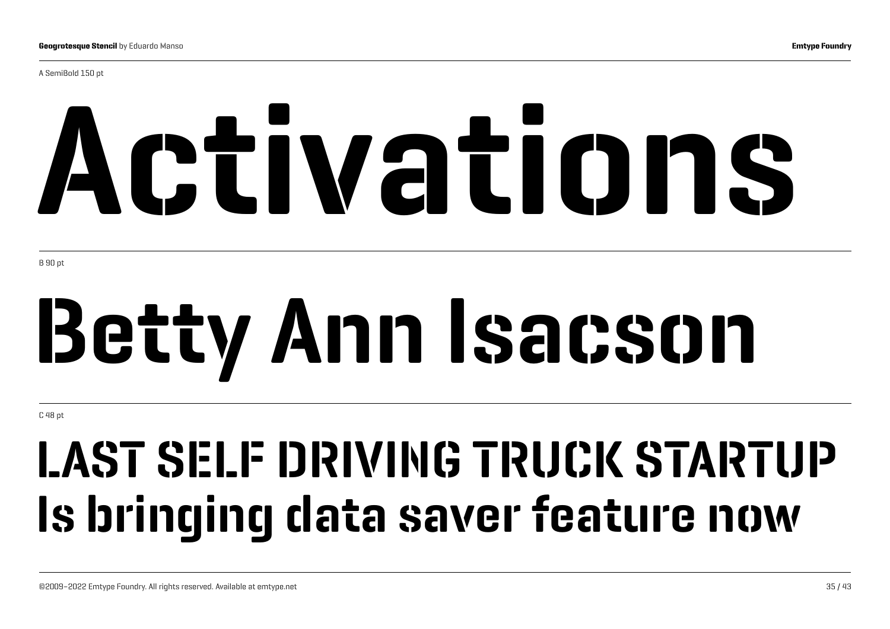A SemiBold 150 pt

# Activations

B 90 pt

# Betty Ann Isacson

C 48 pt

## LAST SELF DRIVING TRUCK STARTUP
## Is bringing data saver feature now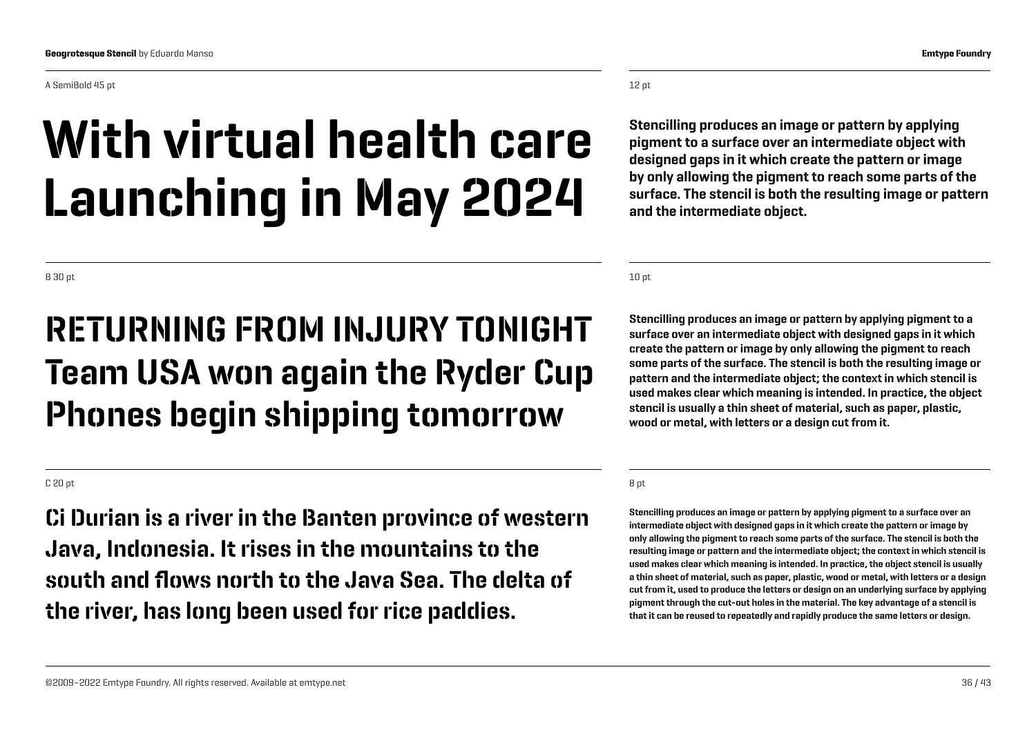A SemiBold 45 pt

# With virtual health care Launching in May 2024

12 pt

**Stencilling produces an image or pattern by applying pigment to a surface over an intermediate object with designed gaps in it which create the pattern or image by only allowing the pigment to reach some parts of the surface. The stencil is both the resulting image or pattern and the intermediate object.**

B 30 pt

## RETURNING FROM INJURY TONIGHT Team USA won again the Ryder Cup Phones begin shipping tomorrow

10 pt

**Stencilling produces an image or pattern by applying pigment to a surface over an intermediate object with designed gaps in it which create the pattern or image by only allowing the pigment to reach some parts of the surface. The stencil is both the resulting image or pattern and the intermediate object; the context in which stencil is used makes clear which meaning is intended. In practice, the object stencil is usually a thin sheet of material, such as paper, plastic, wood or metal, with letters or a design cut from it.**

C 20 pt

### Ci Durian is a river in the Banten province of western Java, Indonesia. It rises in the mountains to the south and flows north to the Java Sea. The delta of the river, has long been used for rice paddies.

8 pt

**Stencilling produces an image or pattern by applying pigment to a surface over an intermediate object with designed gaps in it which create the pattern or image by only allowing the pigment to reach some parts of the surface. The stencil is both the resulting image or pattern and the intermediate object; the context in which stencil is used makes clear which meaning is intended. In practice, the object stencil is usually a thin sheet of material, such as paper, plastic, wood or metal, with letters or a design cut from it, used to produce the letters or design on an underlying surface by applying pigment through the cut-out holes in the material. The key advantage of a stencil is that it can be reused to repeatedly and rapidly produce the same letters or design.**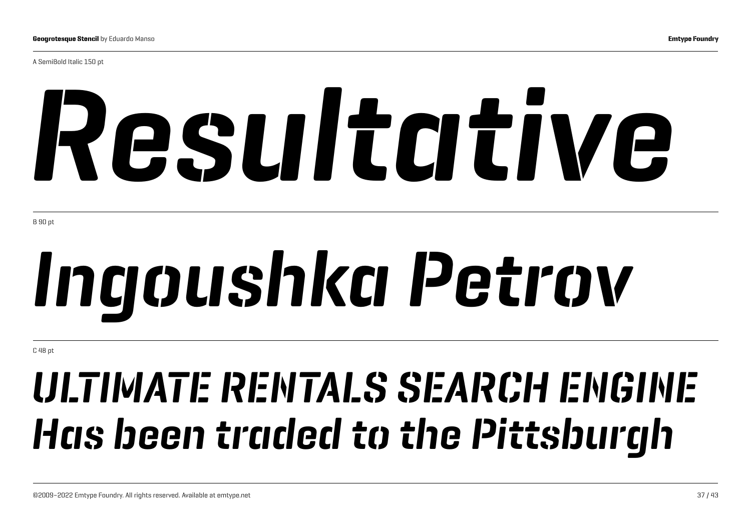A SemiBold Italic 150 pt

# *Resultative*

B 90 pt

## *Ingoushka Petrov*

C 48 pt

*ULTIMATE RENTALS SEARCH ENGINE Has been traded to the Pittsburgh*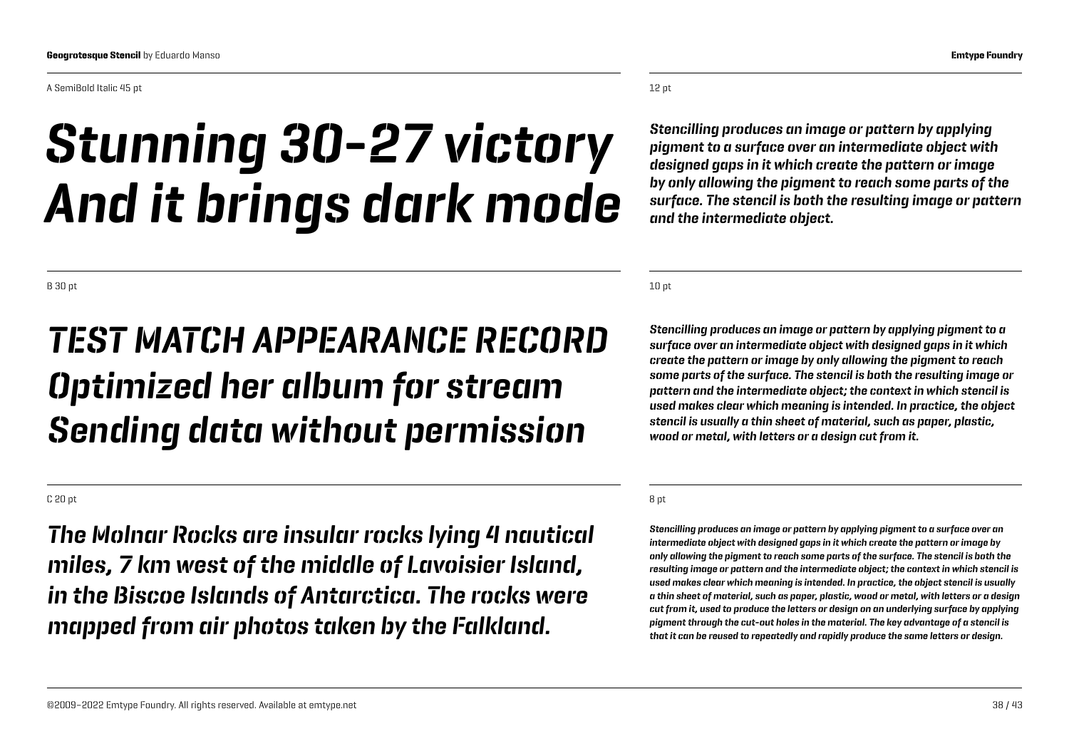A SemiBold Italic 45 pt

*Stunning 30-27 victory And it brings dark mode*

12 pt

*Stencilling produces an image or pattern by applying pigment to a surface over an intermediate object with designed gaps in it which create the pattern or image by only allowing the pigment to reach some parts of the surface. The stencil is both the resulting image or pattern and the intermediate object.*

B 30 pt

*TEST MATCH APPEARANCE RECORD Optimized her album for stream Sending data without permission*

10 pt

*Stencilling produces an image or pattern by applying pigment to a surface over an intermediate object with designed gaps in it which create the pattern or image by only allowing the pigment to reach some parts of the surface. The stencil is both the resulting image or pattern and the intermediate object; the context in which stencil is used makes clear which meaning is intended. In practice, the object stencil is usually a thin sheet of material, such as paper, plastic, wood or metal, with letters or a design cut from it.*

C 20 pt

*The Molnar Rocks are insular rocks lying 4 nautical miles, 7 km west of the middle of Lavoisier Island, in the Biscoe Islands of Antarctica. The rocks were mapped from air photos taken by the Falkland.*

8 pt

*Stencilling produces an image or pattern by applying pigment to a surface over an intermediate object with designed gaps in it which create the pattern or image by only allowing the pigment to reach some parts of the surface. The stencil is both the resulting image or pattern and the intermediate object; the context in which stencil is used makes clear which meaning is intended. In practice, the object stencil is usually a thin sheet of material, such as paper, plastic, wood or metal, with letters or a design cut from it, used to produce the letters or design on an underlying surface by applying pigment through the cut-out holes in the material. The key advantage of a stencil is that it can be reused to repeatedly and rapidly produce the same letters or design.*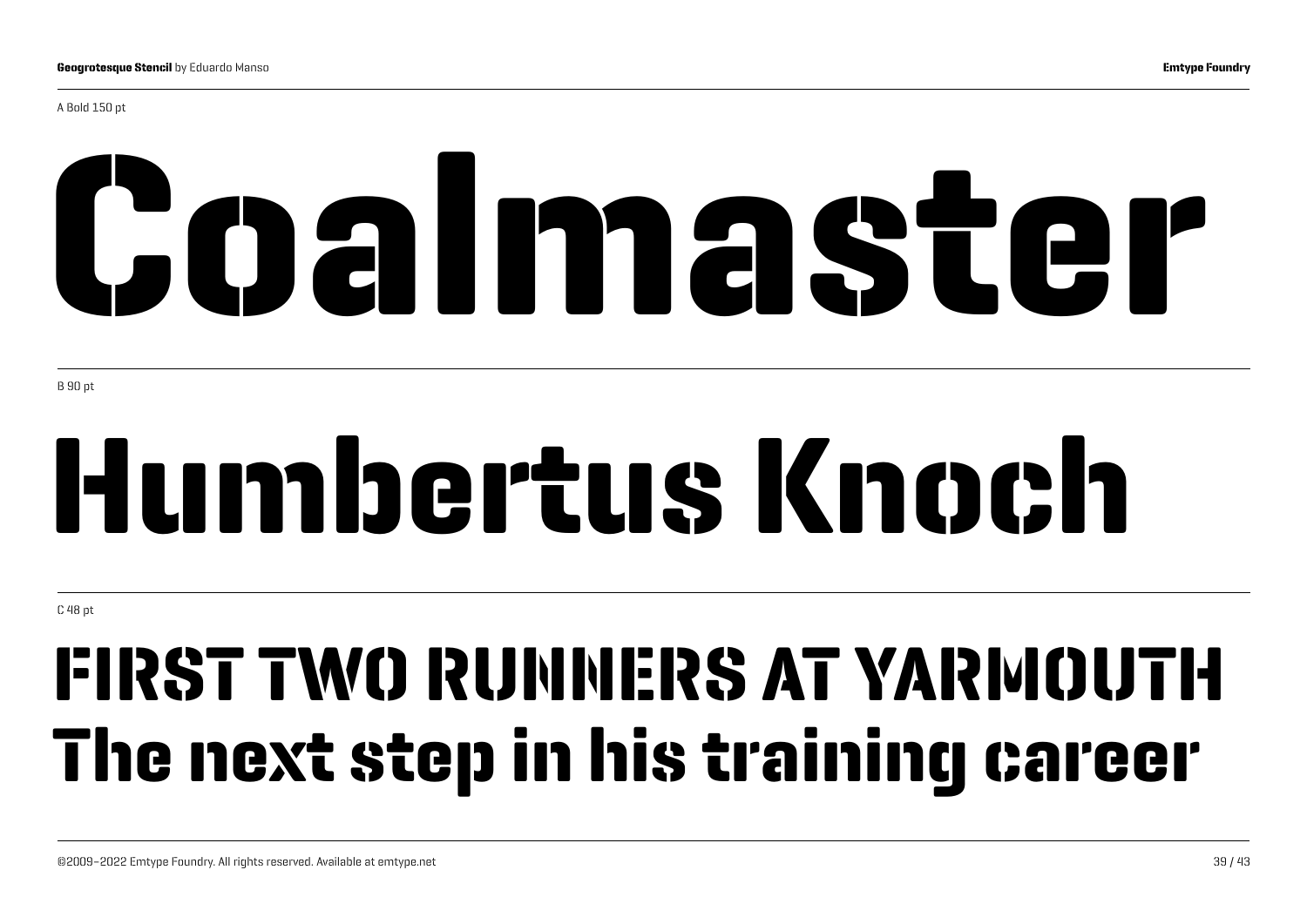A Bold 150 pt

# Coalmaster

B 90 pt

# Humbertus Knoch

C 48 pt

## FIRST TWO RUNNERS AT YARMOUTH
## The next step in his training career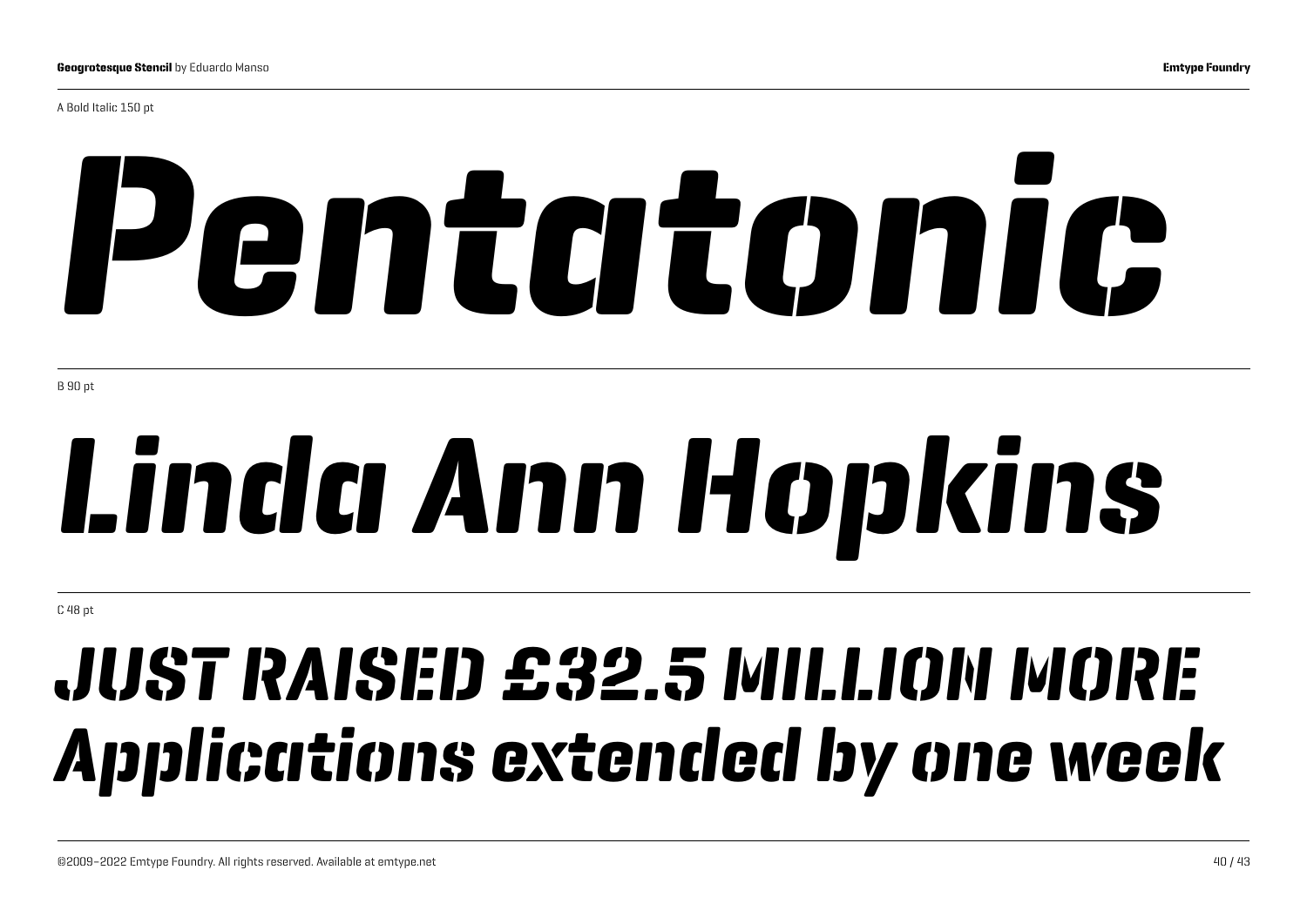A Bold Italic 150 pt

# *Pentatonic*

B 90 pt

# *Linda Ann Hopkins*

C 48 pt

## *JUST RAISED £32.5 MILLION MORE*
## *Applications extended by one week*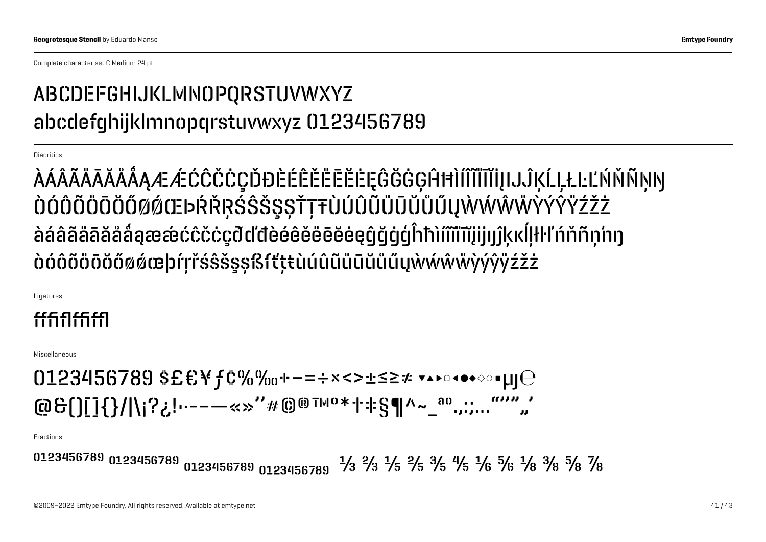Complete character set C Medium 24 pt

ABCDEFGHIJKLMNOPQRSTUVWXYZ
abcdefghijklmnopqrstuvwxyz 0123456789

Diacritics

ÀÁÂÃÄĀĂÅǺĄÆǼĆĈČĊÇĎĐÈÉÊĚËĒĔĖĘĜĞĠĢĤĦÌÍÎĨÏĪĬĮIJĴĶĹĻŁĿĽŃŇÑŅŊ
ÒÓÔÕÖŌŎŐØǾŒÞŔŘŖŚŜŠŞȘŤŢŦÙÚÛŨÜŪŬŮŰŲẀẂŴẄỲÝŶŸŹŽŻ
àáâãäāăåǻąæǽćĉčċçðďđèéêěëēĕėęĝğġģĥħìíîĩïīĭįijȷĵķĸĺļłŀľńňñņŉŋ
òóôõöōŏőøǿœþŕŗřśŝšşșßſťţŧùúûũüūŭůűųẁẃŵẅỳýŷÿźžż

Ligatures

ffﬁﬂffiffl

Miscellaneous

0123456789 $£€¥ƒ¢%‰+−=÷×<>±≤≥≠ ▼▲▶□◀●◆◇○■µȷ℮
@&()[]{}/|\¡?¿!·-–—«»‘’#©®™º*†‡§¶^~_ªº.,:;…“”‚„’

Fractions

0123456789 0123456789 0123456789 0123456789 ⅓ ⅔ ⅕ ⅖ ⅗ ⅘ ⅙ ⅚ ⅛ ⅜ ⅝ ⅞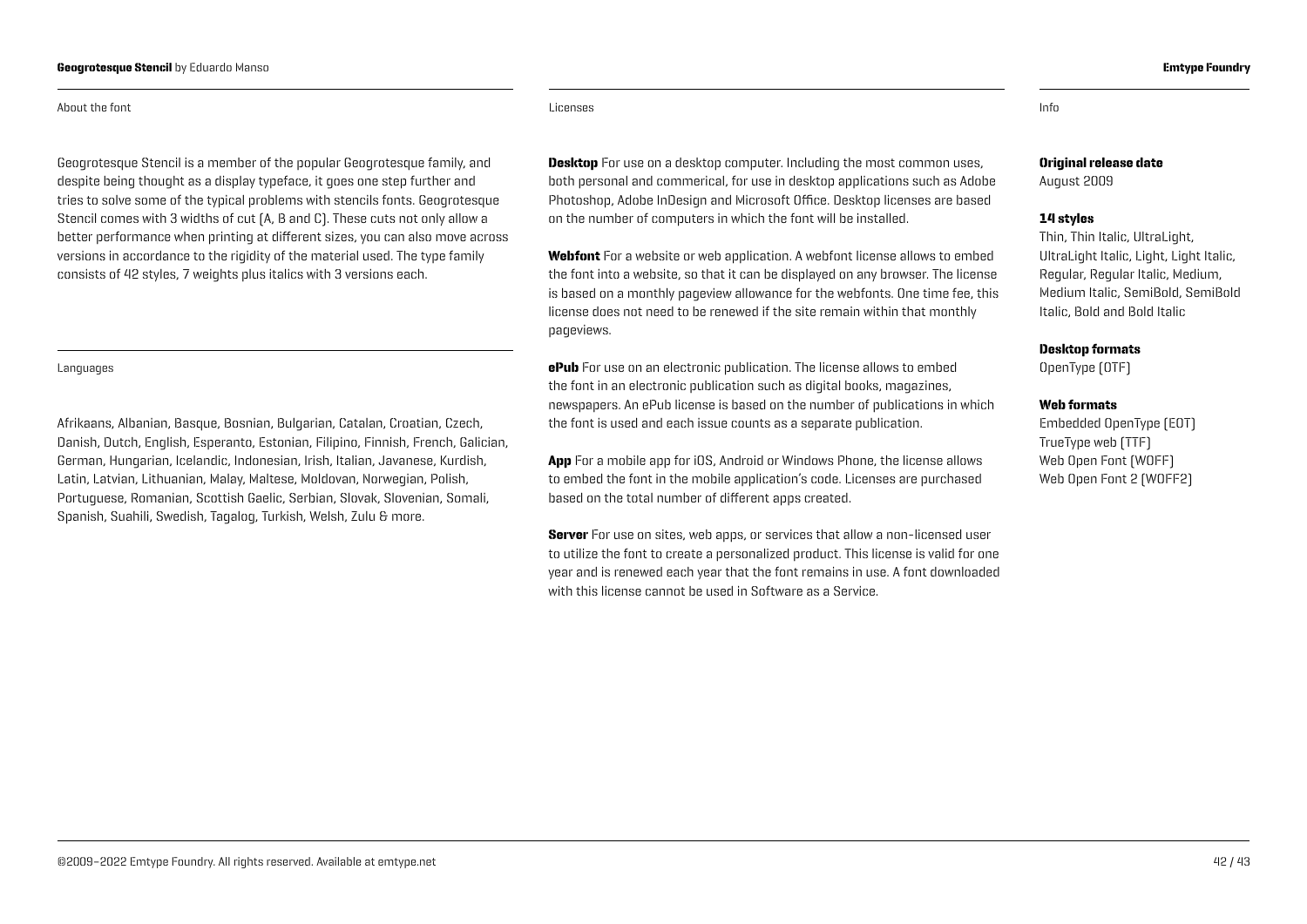## About the font

Geogrotesque Stencil is a member of the popular Geogrotesque family, and despite being thought as a display typeface, it goes one step further and tries to solve some of the typical problems with stencils fonts. Geogrotesque Stencil comes with 3 widths of cut (A, B and C). These cuts not only allow a better performance when printing at different sizes, you can also move across versions in accordance to the rigidity of the material used. The type family consists of 42 styles, 7 weights plus italics with 3 versions each.

## Languages

Afrikaans, Albanian, Basque, Bosnian, Bulgarian, Catalan, Croatian, Czech, Danish, Dutch, English, Esperanto, Estonian, Filipino, Finnish, French, Galician, German, Hungarian, Icelandic, Indonesian, Irish, Italian, Javanese, Kurdish, Latin, Latvian, Lithuanian, Malay, Maltese, Moldovan, Norwegian, Polish, Portuguese, Romanian, Scottish Gaelic, Serbian, Slovak, Slovenian, Somali, Spanish, Suahili, Swedish, Tagalog, Turkish, Welsh, Zulu & more.

## Licenses

**Desktop** For use on a desktop computer. Including the most common uses, both personal and commerical, for use in desktop applications such as Adobe Photoshop, Adobe InDesign and Microsoft Office. Desktop licenses are based on the number of computers in which the font will be installed.

**Webfont** For a website or web application. A webfont license allows to embed the font into a website, so that it can be displayed on any browser. The license is based on a monthly pageview allowance for the webfonts. One time fee, this license does not need to be renewed if the site remain within that monthly pageviews.

**ePub** For use on an electronic publication. The license allows to embed the font in an electronic publication such as digital books, magazines, newspapers. An ePub license is based on the number of publications in which the font is used and each issue counts as a separate publication.

**App** For a mobile app for iOS, Android or Windows Phone, the license allows to embed the font in the mobile application's code. Licenses are purchased based on the total number of different apps created.

**Server** For use on sites, web apps, or services that allow a non-licensed user to utilize the font to create a personalized product. This license is valid for one year and is renewed each year that the font remains in use. A font downloaded with this license cannot be used in Software as a Service.

## Info

**Original release date**
August 2009

**14 styles**
Thin, Thin Italic, UltraLight, UltraLight Italic, Light, Light Italic, Regular, Regular Italic, Medium, Medium Italic, SemiBold, SemiBold Italic, Bold and Bold Italic

**Desktop formats**
OpenType (OTF)

**Web formats**
Embedded OpenType (EOT)
TrueType web (TTF)
Web Open Font (WOFF)
Web Open Font 2 (WOFF2)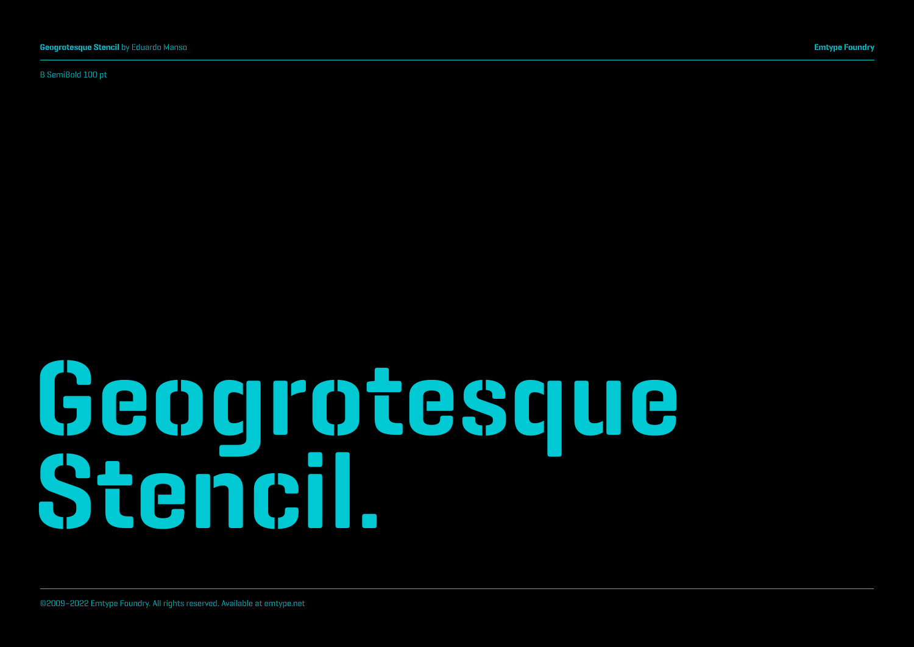B SemiBold 100 pt

# Geogrotesque Stencil.

©2009–2022 Emtype Foundry. All rights reserved. Available at emtype.net